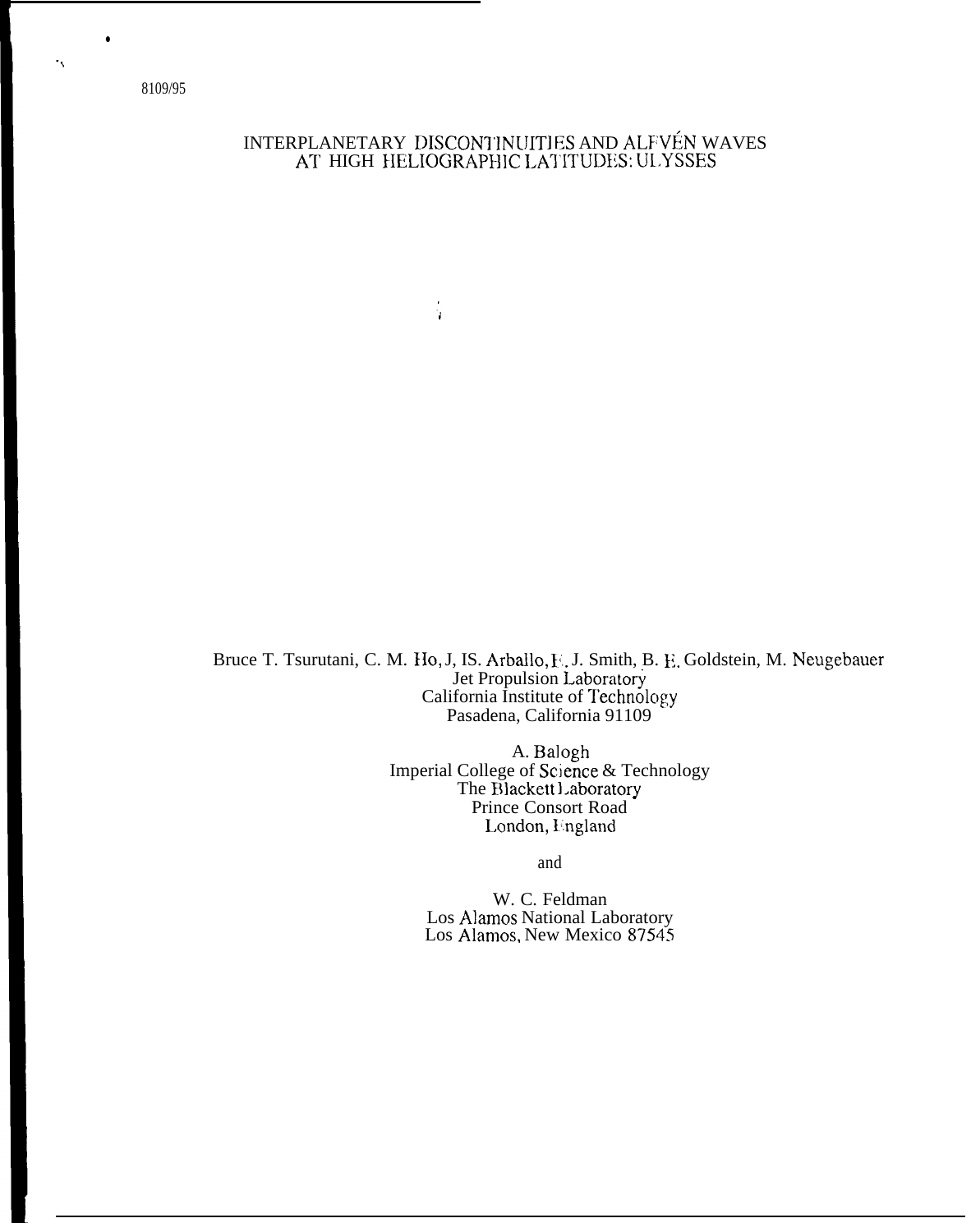8109/95

# INTERPLANETARY DISCONTINUITIES AND ALFVÉN WAVES AT HIGH HELIOGRAPHIC LATITUDES: ULYSSES

Bruce T. Tsurutani, C. M. Ho, J, IS. Arballo, E. J. Smith, B. E. Goldstein, M. Neugebauer
Jet Propulsion Laboratory
California Institute of Technology
Pasadena, California 91109

A. Balogh
Imperial College of Science & Technology
The Blackett Laboratory
Prince Consort Road
London, England

and

W. C. Feldman
Los Alamos National Laboratory
Los Alamos, New Mexico 87545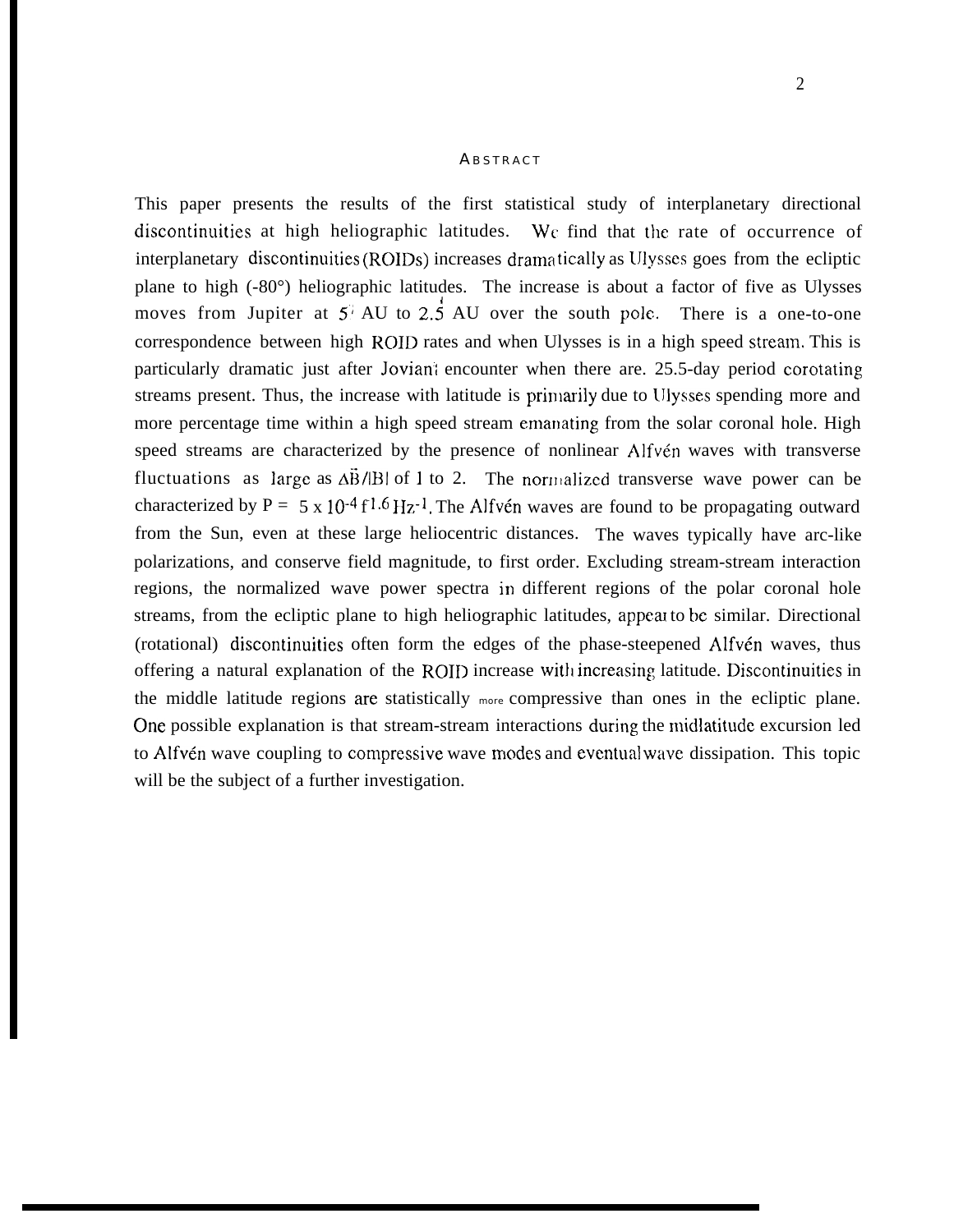## ABSTRACT

This paper presents the results of the first statistical study of interplanetary directional discontinuities at high heliographic latitudes. We find that the rate of occurrence of interplanetary discontinuities (ROIDs) increases dramatically as Ulysses goes from the ecliptic plane to high (-80°) heliographic latitudes. The increase is about a factor of five as Ulysses moves from Jupiter at 5 AU to 2.5 AU over the south pole. There is a one-to-one correspondence between high ROID rates and when Ulysses is in a high speed stream. This is particularly dramatic just after Jovian encounter when there are. 25.5-day period corotating streams present. Thus, the increase with latitude is primarily due to Ulysses spending more and more percentage time within a high speed stream emanating from the solar coronal hole. High speed streams are characterized by the presence of nonlinear Alfvén waves with transverse fluctuations as large as $\Delta\vec{B}/|B|$ of 1 to 2. The normalized transverse wave power can be characterized by $P = 5 \times 10^{-4} f^{1.6}\ \mathrm{Hz}^{-1}$. The Alfvén waves are found to be propagating outward from the Sun, even at these large heliocentric distances. The waves typically have arc-like polarizations, and conserve field magnitude, to first order. Excluding stream-stream interaction regions, the normalized wave power spectra in different regions of the polar coronal hole streams, from the ecliptic plane to high heliographic latitudes, appear to be similar. Directional (rotational) discontinuities often form the edges of the phase-steepened Alfvén waves, thus offering a natural explanation of the ROID increase with increasing latitude. Discontinuities in the middle latitude regions are statistically more compressive than ones in the ecliptic plane. One possible explanation is that stream-stream interactions during the midlatitude excursion led to Alfvén wave coupling to compressive wave modes and eventual wave dissipation. This topic will be the subject of a further investigation.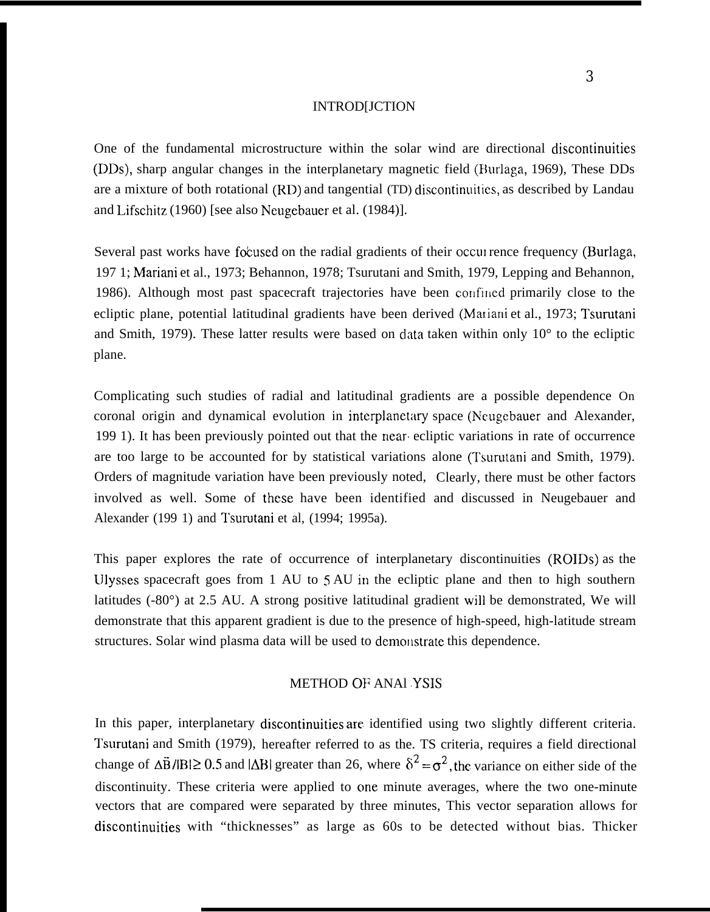## INTROD[JCTION

One of the fundamental microstructure within the solar wind are directional discontinuities (DDs), sharp angular changes in the interplanetary magnetic field (Burlaga, 1969), These DDs are a mixture of both rotational (RD) and tangential (TD) discontinuities, as described by Landau and Lifschitz (1960) [see also Neugebauer et al. (1984)].

Several past works have focused on the radial gradients of their occurrence frequency (Burlaga, 197 1; Mariani et al., 1973; Behannon, 1978; Tsurutani and Smith, 1979, Lepping and Behannon, 1986). Although most past spacecraft trajectories have been confined primarily close to the ecliptic plane, potential latitudinal gradients have been derived (Mariani et al., 1973; Tsurutani and Smith, 1979). These latter results were based on data taken within only 10° to the ecliptic plane.

Complicating such studies of radial and latitudinal gradients are a possible dependence On coronal origin and dynamical evolution in interplanetary space (Neugebauer and Alexander, 199 1). It has been previously pointed out that the near ecliptic variations in rate of occurrence are too large to be accounted for by statistical variations alone (Tsurutani and Smith, 1979). Orders of magnitude variation have been previously noted, Clearly, there must be other factors involved as well. Some of these have been identified and discussed in Neugebauer and Alexander (199 1) and Tsurutani et al, (1994; 1995a).

This paper explores the rate of occurrence of interplanetary discontinuities (ROIDs) as the Ulysses spacecraft goes from 1 AU to 5 AU in the ecliptic plane and then to high southern latitudes (-80°) at 2.5 AU. A strong positive latitudinal gradient will be demonstrated, We will demonstrate that this apparent gradient is due to the presence of high-speed, high-latitude stream structures. Solar wind plasma data will be used to demonstrate this dependence.

## METHOD OF ANALYSIS

In this paper, interplanetary discontinuities are identified using two slightly different criteria. Tsurutani and Smith (1979), hereafter referred to as the. TS criteria, requires a field directional change of $\Delta\vec{B}/|B| \geq 0.5$ and $|\Delta B|$ greater than 26, where $\delta^2 = \sigma^2$, the variance on either side of the discontinuity. These criteria were applied to one minute averages, where the two one-minute vectors that are compared were separated by three minutes, This vector separation allows for discontinuities with "thicknesses" as large as 60s to be detected without bias. Thicker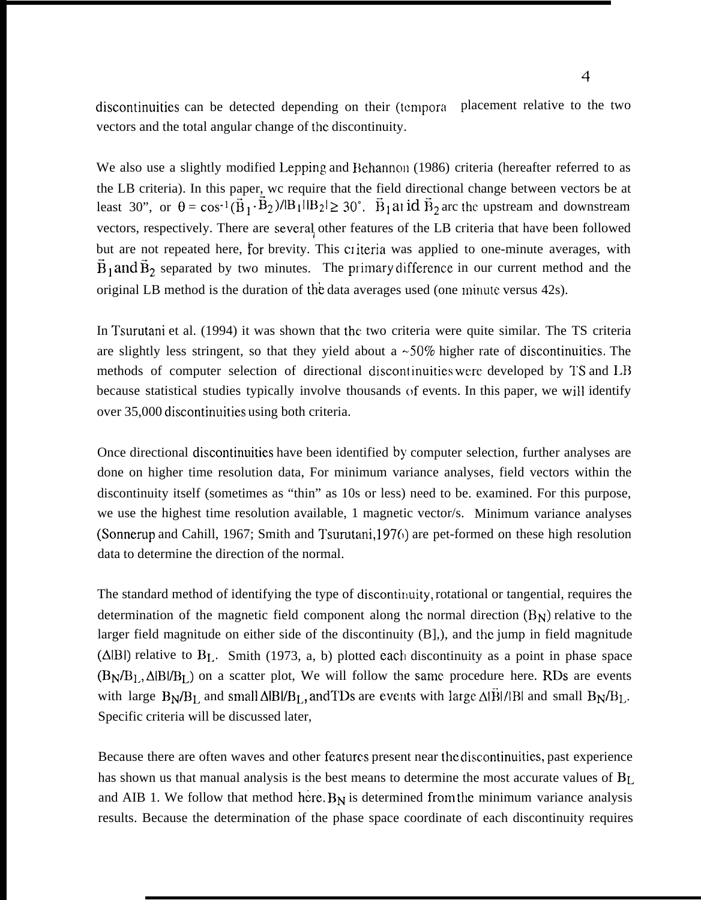discontinuities can be detected depending on their (tempora placement relative to the two vectors and the total angular change of the discontinuity.

We also use a slightly modified Lepping and Behannon (1986) criteria (hereafter referred to as the LB criteria). In this paper, wc require that the field directional change between vectors be at least 30", or $\theta = \cos^{-1}(\vec{B}_1 \cdot \vec{B}_2)/|B_1||B_2| \geq 30^\circ$. $\vec{B}_1$ and $\vec{B}_2$ arc the upstream and downstream vectors, respectively. There are several other features of the LB criteria that have been followed but are not repeated here, for brevity. This criteria was applied to one-minute averages, with $\vec{B}_1$ and $\vec{B}_2$ separated by two minutes. The primary difference in our current method and the original LB method is the duration of the data averages used (one minute versus 42s).

In Tsurutani et al. (1994) it was shown that the two criteria were quite similar. The TS criteria are slightly less stringent, so that they yield about a ~50% higher rate of discontinuities. The methods of computer selection of directional discontinuities were developed by TS and LB because statistical studies typically involve thousands of events. In this paper, we will identify over 35,000 discontinuities using both criteria.

Once directional discontinuities have been identified by computer selection, further analyses are done on higher time resolution data, For minimum variance analyses, field vectors within the discontinuity itself (sometimes as "thin" as 10s or less) need to be. examined. For this purpose, we use the highest time resolution available, 1 magnetic vector/s. Minimum variance analyses (Sonnerup and Cahill, 1967; Smith and Tsurutani,1976) are pet-formed on these high resolution data to determine the direction of the normal.

The standard method of identifying the type of discontinuity, rotational or tangential, requires the determination of the magnetic field component along the normal direction ($B_N$) relative to the larger field magnitude on either side of the discontinuity (B],), and the jump in field magnitude ($\Delta|B|$) relative to $B_L$. Smith (1973, a, b) plotted each discontinuity as a point in phase space ($B_N/B_L$, $\Delta|B|/B_L$) on a scatter plot, We will follow the same procedure here. RDs are events with large $B_N/B_L$ and small $\Delta|B|/B_L$, andTDs are events with large $\Delta|\vec{B}|/|B|$ and small $B_N/B_L$. Specific criteria will be discussed later,

Because there are often waves and other features present near the discontinuities, past experience has shown us that manual analysis is the best means to determine the most accurate values of $B_L$ and AIB 1. We follow that method here. $B_N$ is determined from the minimum variance analysis results. Because the determination of the phase space coordinate of each discontinuity requires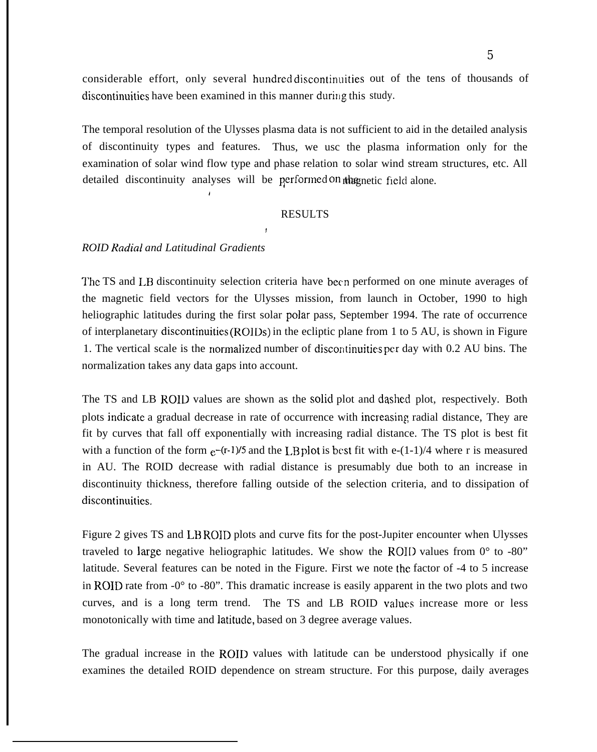considerable effort, only several hundred discontinuities out of the tens of thousands of discontinuities have been examined in this manner during this study.

The temporal resolution of the Ulysses plasma data is not sufficient to aid in the detailed analysis of discontinuity types and features. Thus, we usc the plasma information only for the examination of solar wind flow type and phase relation to solar wind stream structures, etc. All detailed discontinuity analyses will be performed on the magnetic field alone.

## RESULTS

### *ROID Radial and Latitudinal Gradients*

The TS and LB discontinuity selection criteria have been performed on one minute averages of the magnetic field vectors for the Ulysses mission, from launch in October, 1990 to high heliographic latitudes during the first solar polar pass, September 1994. The rate of occurrence of interplanetary discontinuities (ROIDs) in the ecliptic plane from 1 to 5 AU, is shown in Figure 1. The vertical scale is the normalized number of discontinuities per day with 0.2 AU bins. The normalization takes any data gaps into account.

The TS and LB ROID values are shown as the solid plot and dashed plot, respectively. Both plots indicate a gradual decrease in rate of occurrence with increasing radial distance, They are fit by curves that fall off exponentially with increasing radial distance. The TS plot is best fit with a function of the form $e^{-(r-1)/5}$ and the LB plot is best fit with $e^{-(1-1)/4}$ where r is measured in AU. The ROID decrease with radial distance is presumably due both to an increase in discontinuity thickness, therefore falling outside of the selection criteria, and to dissipation of discontinuities.

Figure 2 gives TS and LB ROID plots and curve fits for the post-Jupiter encounter when Ulysses traveled to large negative heliographic latitudes. We show the ROID values from 0° to -80" latitude. Several features can be noted in the Figure. First we note the factor of -4 to 5 increase in ROID rate from -0° to -80". This dramatic increase is easily apparent in the two plots and two curves, and is a long term trend. The TS and LB ROID values increase more or less monotonically with time and latitude, based on 3 degree average values.

The gradual increase in the ROID values with latitude can be understood physically if one examines the detailed ROID dependence on stream structure. For this purpose, daily averages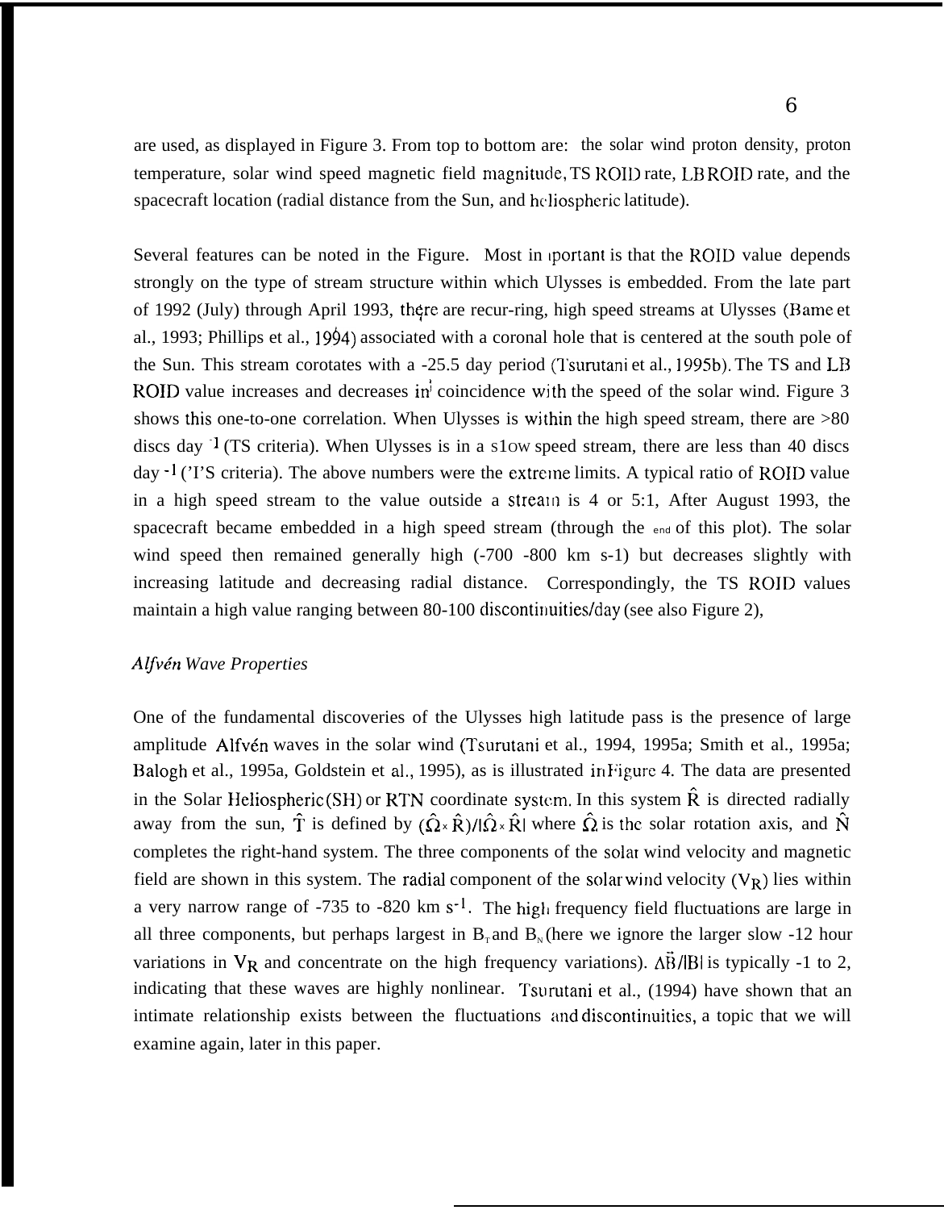are used, as displayed in Figure 3. From top to bottom are: the solar wind proton density, proton temperature, solar wind speed magnetic field magnitude, TS ROID rate, LB ROID rate, and the spacecraft location (radial distance from the Sun, and heliospheric latitude).

Several features can be noted in the Figure. Most important is that the ROID value depends strongly on the type of stream structure within which Ulysses is embedded. From the late part of 1992 (July) through April 1993, there are recur-ring, high speed streams at Ulysses (Bame et al., 1993; Phillips et al., 1994) associated with a coronal hole that is centered at the south pole of the Sun. This stream corotates with a -25.5 day period (Tsurutani et al., 1995b). The TS and LB ROID value increases and decreases in coincidence with the speed of the solar wind. Figure 3 shows this one-to-one correlation. When Ulysses is within the high speed stream, there are >80 discs day $^{-1}$ (TS criteria). When Ulysses is in a slow speed stream, there are less than 40 discs day $^{-1}$ ('I'S criteria). The above numbers were the extreme limits. A typical ratio of ROID value in a high speed stream to the value outside a stream is 4 or 5:1, After August 1993, the spacecraft became embedded in a high speed stream (through the end of this plot). The solar wind speed then remained generally high (-700 -800 km s-1) but decreases slightly with increasing latitude and decreasing radial distance. Correspondingly, the TS ROID values maintain a high value ranging between 80-100 discontinuities/day (see also Figure 2),

*Alfvén Wave Properties*

One of the fundamental discoveries of the Ulysses high latitude pass is the presence of large amplitude Alfvén waves in the solar wind (Tsurutani et al., 1994, 1995a; Smith et al., 1995a; Balogh et al., 1995a, Goldstein et al., 1995), as is illustrated in Figure 4. The data are presented in the Solar Heliospheric (SH) or RTN coordinate system. In this system $\hat{R}$ is directed radially away from the sun, $\hat{T}$ is defined by $(\hat{\Omega} \times \hat{R})/|\hat{\Omega} \times \hat{R}|$ where $\hat{\Omega}$ is the solar rotation axis, and $\hat{N}$ completes the right-hand system. The three components of the solar wind velocity and magnetic field are shown in this system. The radial component of the solar wind velocity ($V_R$) lies within a very narrow range of -735 to -820 km s$^{-1}$. The high frequency field fluctuations are large in all three components, but perhaps largest in $B_T$ and $B_N$ (here we ignore the larger slow -12 hour variations in $V_R$ and concentrate on the high frequency variations). $\Delta\vec{B}/|B|$ is typically -1 to 2, indicating that these waves are highly nonlinear. Tsurutani et al., (1994) have shown that an intimate relationship exists between the fluctuations and discontinuities, a topic that we will examine again, later in this paper.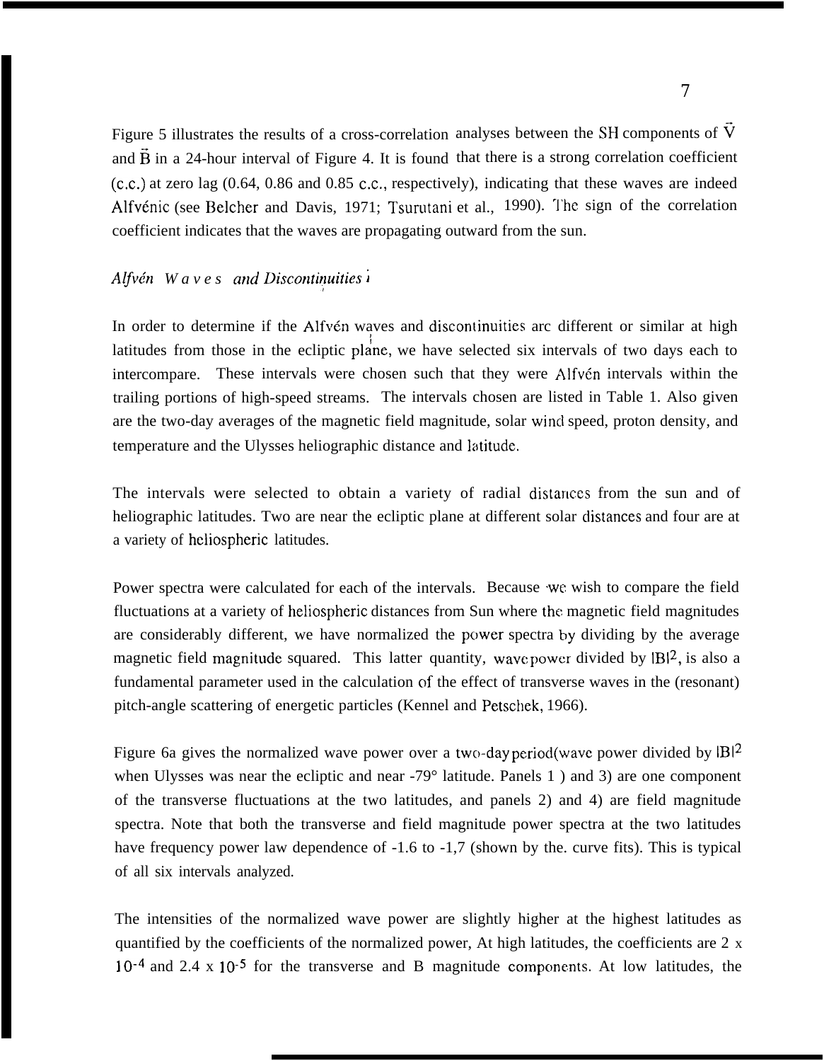Figure 5 illustrates the results of a cross-correlation analyses between the SH components of $\vec{V}$ and $\vec{B}$ in a 24-hour interval of Figure 4. It is found that there is a strong correlation coefficient (c.c.) at zero lag (0.64, 0.86 and 0.85 c.c., respectively), indicating that these waves are indeed Alfvénic (see Belcher and Davis, 1971; Tsurutani et al., 1990). The sign of the correlation coefficient indicates that the waves are propagating outward from the sun.

### *Alfvén Waves and Discontinuities*

In order to determine if the Alfvén waves and discontinuities arc different or similar at high latitudes from those in the ecliptic plane, we have selected six intervals of two days each to intercompare. These intervals were chosen such that they were Alfvén intervals within the trailing portions of high-speed streams. The intervals chosen are listed in Table 1. Also given are the two-day averages of the magnetic field magnitude, solar wind speed, proton density, and temperature and the Ulysses heliographic distance and latitude.

The intervals were selected to obtain a variety of radial distances from the sun and of heliographic latitudes. Two are near the ecliptic plane at different solar distances and four are at a variety of heliospheric latitudes.

Power spectra were calculated for each of the intervals. Because we wish to compare the field fluctuations at a variety of heliospheric distances from Sun where the magnetic field magnitudes are considerably different, we have normalized the power spectra by dividing by the average magnetic field magnitude squared. This latter quantity, wave power divided by $|B|^2$, is also a fundamental parameter used in the calculation of the effect of transverse waves in the (resonant) pitch-angle scattering of energetic particles (Kennel and Petschek, 1966).

Figure 6a gives the normalized wave power over a two-day period(wave power divided by $|B|^2$ when Ulysses was near the ecliptic and near -79° latitude. Panels 1 ) and 3) are one component of the transverse fluctuations at the two latitudes, and panels 2) and 4) are field magnitude spectra. Note that both the transverse and field magnitude power spectra at the two latitudes have frequency power law dependence of -1.6 to -1,7 (shown by the. curve fits). This is typical of all six intervals analyzed.

The intensities of the normalized wave power are slightly higher at the highest latitudes as quantified by the coefficients of the normalized power, At high latitudes, the coefficients are 2 x $10^{-4}$ and 2.4 x $10^{-5}$ for the transverse and B magnitude components. At low latitudes, the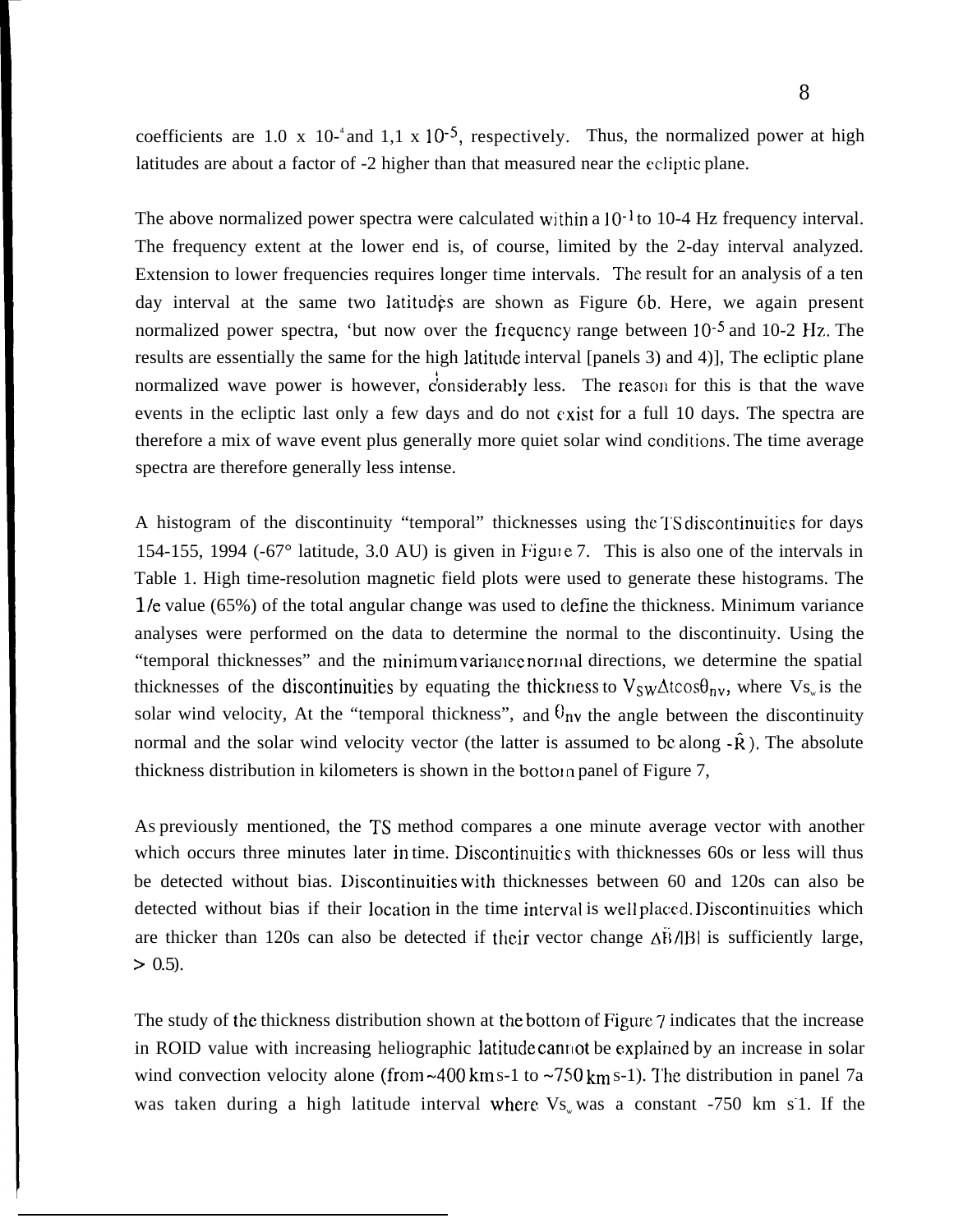coefficients are 1.0 x $10^{-4}$ and 1,1 x $10^{-5}$, respectively. Thus, the normalized power at high latitudes are about a factor of -2 higher than that measured near the ecliptic plane.

The above normalized power spectra were calculated within a $10^{-1}$ to 10-4 Hz frequency interval. The frequency extent at the lower end is, of course, limited by the 2-day interval analyzed. Extension to lower frequencies requires longer time intervals. The result for an analysis of a ten day interval at the same two latitudes are shown as Figure 6b. Here, we again present normalized power spectra, 'but now over the frequency range between $10^{-5}$ and 10-2 Hz. The results are essentially the same for the high latitude interval [panels 3) and 4)], The ecliptic plane normalized wave power is however, considerably less. The reason for this is that the wave events in the ecliptic last only a few days and do not exist for a full 10 days. The spectra are therefore a mix of wave event plus generally more quiet solar wind conditions. The time average spectra are therefore generally less intense.

A histogram of the discontinuity "temporal" thicknesses using the TS discontinuities for days 154-155, 1994 (-67° latitude, 3.0 AU) is given in Figure 7. This is also one of the intervals in Table 1. High time-resolution magnetic field plots were used to generate these histograms. The 1/e value (65%) of the total angular change was used to define the thickness. Minimum variance analyses were performed on the data to determine the normal to the discontinuity. Using the "temporal thicknesses" and the minimum variance normal directions, we determine the spatial thicknesses of the discontinuities by equating the thickness to $V_{SW}\Delta t\cos\theta_{nv}$, where $V_{sw}$ is the solar wind velocity, At the "temporal thickness", and $\theta_{nv}$ the angle between the discontinuity normal and the solar wind velocity vector (the latter is assumed to be along $-\hat{R}$). The absolute thickness distribution in kilometers is shown in the bottom panel of Figure 7,

As previously mentioned, the TS method compares a one minute average vector with another which occurs three minutes later in time. Discontinuities with thicknesses 60s or less will thus be detected without bias. Discontinuities with thicknesses between 60 and 120s can also be detected without bias if their location in the time interval is well placed. Discontinuities which are thicker than 120s can also be detected if their vector change $\Delta\vec{B}/|B|$ is sufficiently large, $> 0.5$).

The study of the thickness distribution shown at the bottom of Figure 7 indicates that the increase in ROID value with increasing heliographic latitude cannot be explained by an increase in solar wind convection velocity alone (from ~400 km s-1 to ~750 km s-1). The distribution in panel 7a was taken during a high latitude interval where $V_{sw}$ was a constant -750 km $s^{-1}$. If the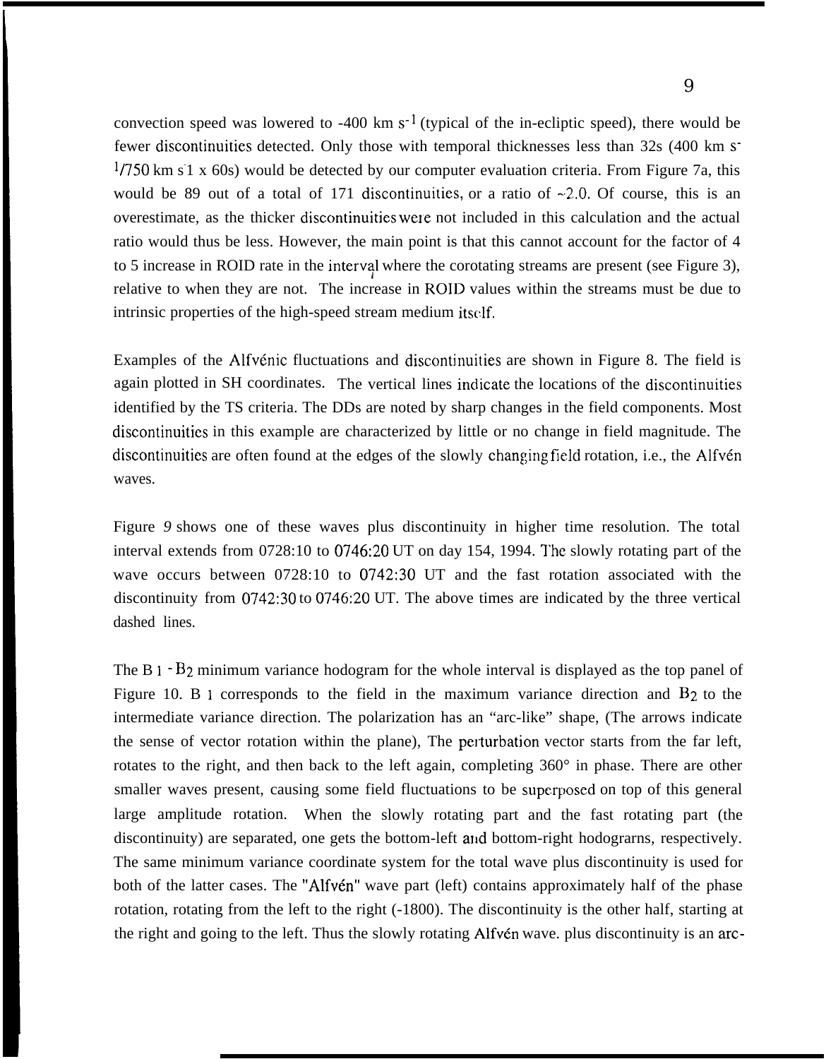convection speed was lowered to ~400 km $s^{-1}$ (typical of the in-ecliptic speed), there would be fewer discontinuities detected. Only those with temporal thicknesses less than 32s (400 km $s^{-1}$/750 km $s^{-1}$ x 60s) would be detected by our computer evaluation criteria. From Figure 7a, this would be 89 out of a total of 171 discontinuities, or a ratio of ~2.0. Of course, this is an overestimate, as the thicker discontinuities were not included in this calculation and the actual ratio would thus be less. However, the main point is that this cannot account for the factor of 4 to 5 increase in ROID rate in the interval where the corotating streams are present (see Figure 3), relative to when they are not. The increase in ROID values within the streams must be due to intrinsic properties of the high-speed stream medium itself.

Examples of the Alfvénic fluctuations and discontinuities are shown in Figure 8. The field is again plotted in SH coordinates. The vertical lines indicate the locations of the discontinuities identified by the TS criteria. The DDs are noted by sharp changes in the field components. Most discontinuities in this example are characterized by little or no change in field magnitude. The discontinuities are often found at the edges of the slowly changing field rotation, i.e., the Alfvén waves.

Figure 9 shows one of these waves plus discontinuity in higher time resolution. The total interval extends from 0728:10 to 0746:20 UT on day 154, 1994. The slowly rotating part of the wave occurs between 0728:10 to 0742:30 UT and the fast rotation associated with the discontinuity from 0742:30 to 0746:20 UT. The above times are indicated by the three vertical dashed lines.

The $B_1 - B_2$ minimum variance hodogram for the whole interval is displayed as the top panel of Figure 10. $B_1$ corresponds to the field in the maximum variance direction and $B_2$ to the intermediate variance direction. The polarization has an "arc-like" shape, (The arrows indicate the sense of vector rotation within the plane), The perturbation vector starts from the far left, rotates to the right, and then back to the left again, completing 360° in phase. There are other smaller waves present, causing some field fluctuations to be superposed on top of this general large amplitude rotation. When the slowly rotating part and the fast rotating part (the discontinuity) are separated, one gets the bottom-left and bottom-right hodograms, respectively. The same minimum variance coordinate system for the total wave plus discontinuity is used for both of the latter cases. The "Alfvén" wave part (left) contains approximately half of the phase rotation, rotating from the left to the right (~180°). The discontinuity is the other half, starting at the right and going to the left. Thus the slowly rotating Alfvén wave. plus discontinuity is an arc-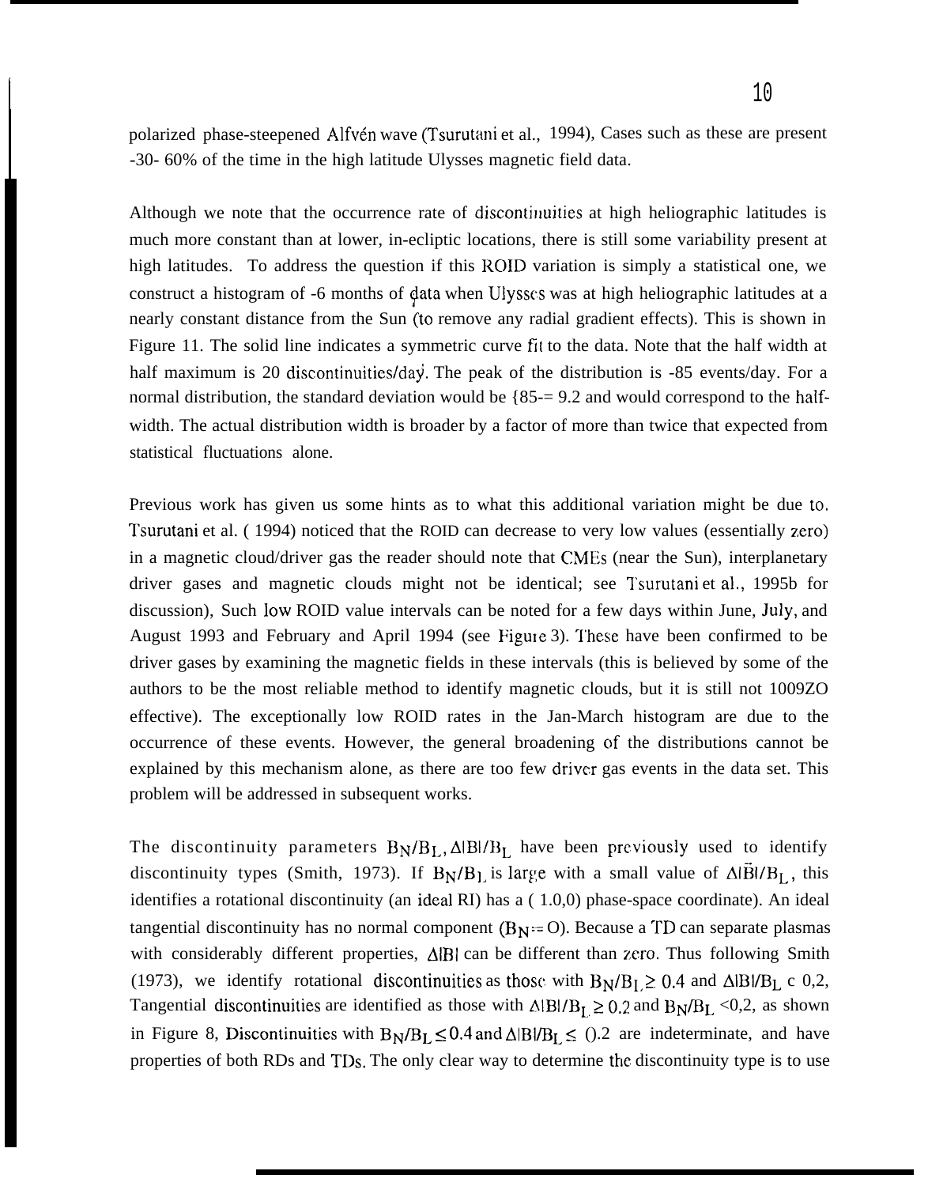polarized phase-steepened Alfvén wave (Tsurutani et al., 1994), Cases such as these are present -30- 60% of the time in the high latitude Ulysses magnetic field data.

Although we note that the occurrence rate of discontinuities at high heliographic latitudes is much more constant than at lower, in-ecliptic locations, there is still some variability present at high latitudes. To address the question if this ROID variation is simply a statistical one, we construct a histogram of -6 months of data when Ulysses was at high heliographic latitudes at a nearly constant distance from the Sun (to remove any radial gradient effects). This is shown in Figure 11. The solid line indicates a symmetric curve fit to the data. Note that the half width at half maximum is 20 discontinuities/day. The peak of the distribution is -85 events/day. For a normal distribution, the standard deviation would be {85-= 9.2 and would correspond to the half-width. The actual distribution width is broader by a factor of more than twice that expected from statistical fluctuations alone.

Previous work has given us some hints as to what this additional variation might be due to. Tsurutani et al. ( 1994) noticed that the ROID can decrease to very low values (essentially zero) in a magnetic cloud/driver gas the reader should note that CMEs (near the Sun), interplanetary driver gases and magnetic clouds might not be identical; see Tsurutani et al., 1995b for discussion), Such low ROID value intervals can be noted for a few days within June, July, and August 1993 and February and April 1994 (see Figure 3). These have been confirmed to be driver gases by examining the magnetic fields in these intervals (this is believed by some of the authors to be the most reliable method to identify magnetic clouds, but it is still not 1009ZO effective). The exceptionally low ROID rates in the Jan-March histogram are due to the occurrence of these events. However, the general broadening of the distributions cannot be explained by this mechanism alone, as there are too few driver gas events in the data set. This problem will be addressed in subsequent works.

The discontinuity parameters $B_N/B_L$, $\Delta|B|/B_L$ have been previously used to identify discontinuity types (Smith, 1973). If $B_N/B_L$ is large with a small value of $\Delta|\vec{B}|/B_L$, this identifies a rotational discontinuity (an ideal RI) has a ( 1.0,0) phase-space coordinate). An ideal tangential discontinuity has no normal component ($B_N = 0$). Because a TD can separate plasmas with considerably different properties, $\Delta|B|$ can be different than zero. Thus following Smith (1973), we identify rotational discontinuities as those with $B_N/B_L \geq 0.4$ and $\Delta|B|/B_L < 0.2$, Tangential discontinuities are identified as those with $\Delta|B|/B_L \geq 0.2$ and $B_N/B_L < 0.2$, as shown in Figure 8, Discontinuities with $B_N/B_L \leq 0.4$ and $\Delta|B|/B_L \leq 0.2$ are indeterminate, and have properties of both RDs and TDs. The only clear way to determine the discontinuity type is to use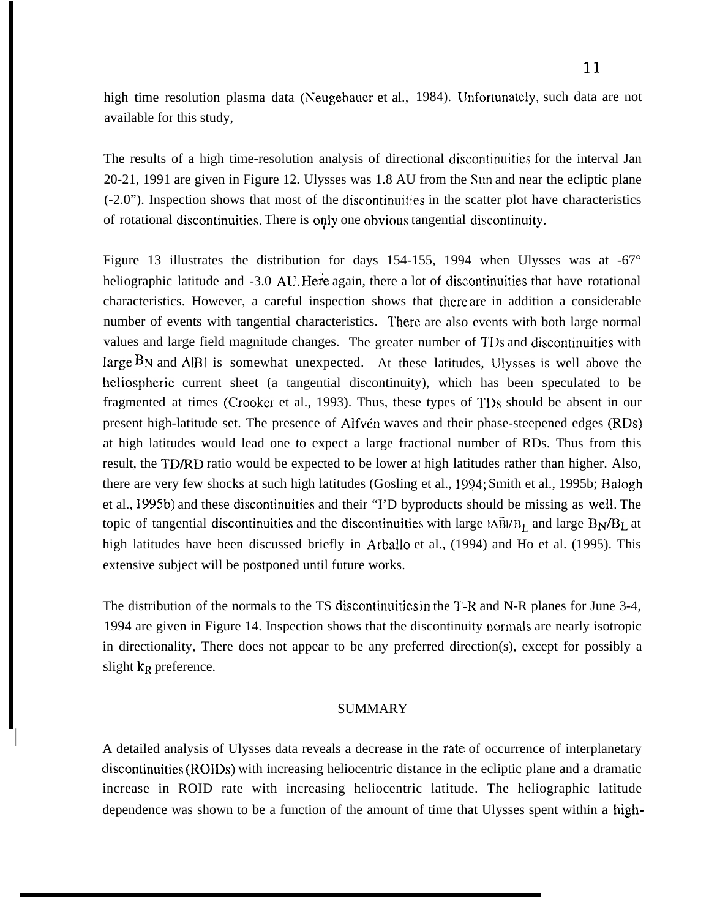high time resolution plasma data (Neugebauer et al., 1984). Unfortunately, such data are not available for this study,

The results of a high time-resolution analysis of directional discontinuities for the interval Jan 20-21, 1991 are given in Figure 12. Ulysses was 1.8 AU from the Sun and near the ecliptic plane (-2.0"). Inspection shows that most of the discontinuities in the scatter plot have characteristics of rotational discontinuities. There is only one obvious tangential discontinuity.

Figure 13 illustrates the distribution for days 154-155, 1994 when Ulysses was at -67° heliographic latitude and -3.0 AU. Here again, there a lot of discontinuities that have rotational characteristics. However, a careful inspection shows that there are in addition a considerable number of events with tangential characteristics. There are also events with both large normal values and large field magnitude changes. The greater number of TDs and discontinuities with large $B_N$ and $\Delta|B|$ is somewhat unexpected. At these latitudes, Ulysses is well above the heliospheric current sheet (a tangential discontinuity), which has been speculated to be fragmented at times (Crooker et al., 1993). Thus, these types of TDs should be absent in our present high-latitude set. The presence of Alfvén waves and their phase-steepened edges (RDs) at high latitudes would lead one to expect a large fractional number of RDs. Thus from this result, the TD/RD ratio would be expected to be lower at high latitudes rather than higher. Also, there are very few shocks at such high latitudes (Gosling et al., 1994; Smith et al., 1995b; Balogh et al., 1995b) and these discontinuities and their "I'D byproducts should be missing as well. The topic of tangential discontinuities and the discontinuities with large $|\Delta\vec{B}|/B_L$ and large $B_N/B_L$ at high latitudes have been discussed briefly in Arballo et al., (1994) and Ho et al. (1995). This extensive subject will be postponed until future works.

The distribution of the normals to the TS discontinuities in the T-R and N-R planes for June 3-4, 1994 are given in Figure 14. Inspection shows that the discontinuity normals are nearly isotropic in directionality, There does not appear to be any preferred direction(s), except for possibly a slight $k_R$ preference.

## SUMMARY

A detailed analysis of Ulysses data reveals a decrease in the rate of occurrence of interplanetary discontinuities (ROIDs) with increasing heliocentric distance in the ecliptic plane and a dramatic increase in ROID rate with increasing heliocentric latitude. The heliographic latitude dependence was shown to be a function of the amount of time that Ulysses spent within a high-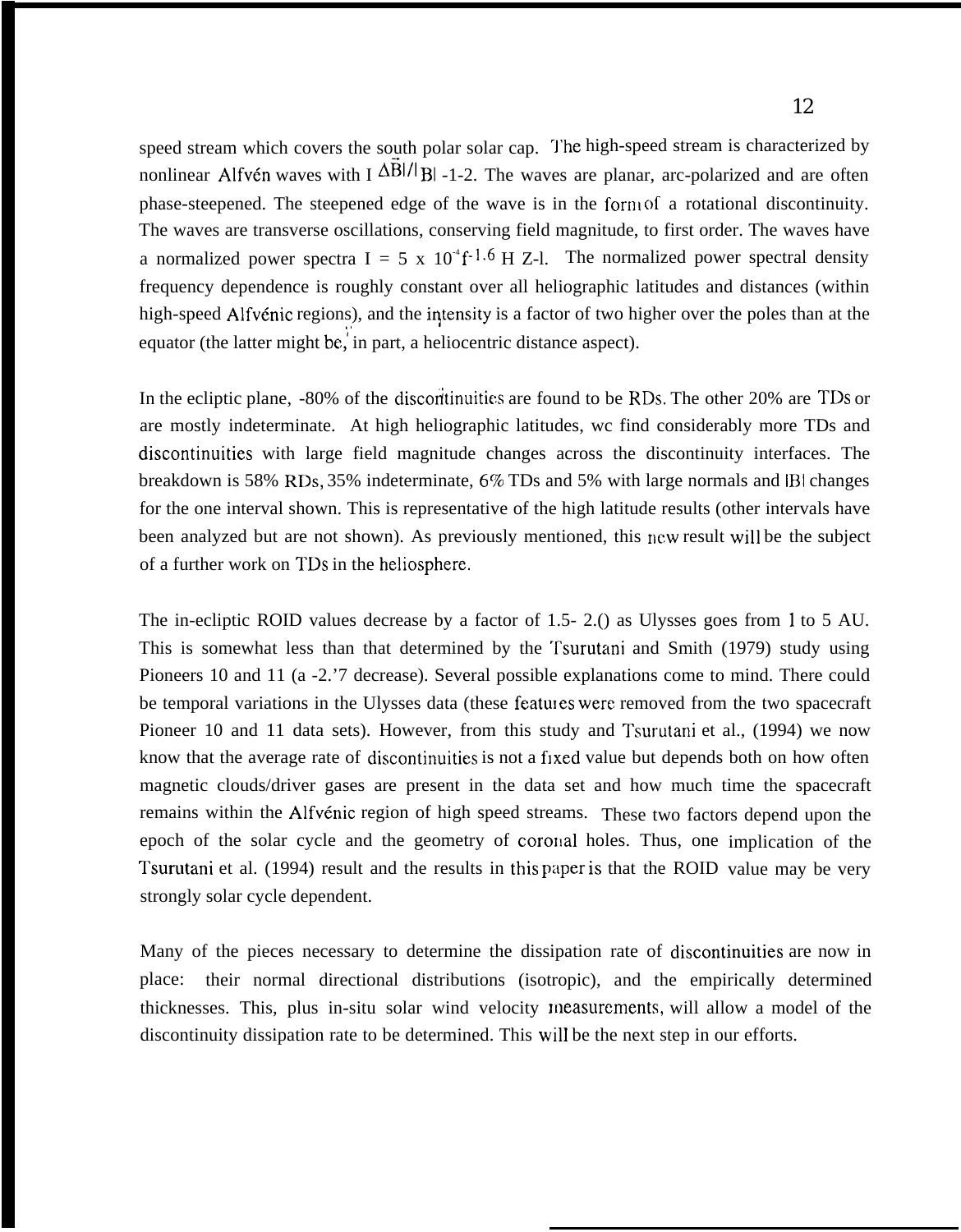speed stream which covers the south polar solar cap. The high-speed stream is characterized by nonlinear Alfvén waves with $|\Delta \vec{B}|/|B| \sim 1\text{-}2$. The waves are planar, arc-polarized and are often phase-steepened. The steepened edge of the wave is in the form of a rotational discontinuity. The waves are transverse oscillations, conserving field magnitude, to first order. The waves have a normalized power spectra $I = 5 \times 10^{-4} f^{-1.6}\ Hz^{-1}$. The normalized power spectral density frequency dependence is roughly constant over all heliographic latitudes and distances (within high-speed Alfvénic regions), and the intensity is a factor of two higher over the poles than at the equator (the latter might be, in part, a heliocentric distance aspect).

In the ecliptic plane, ~80% of the discontinuities are found to be RDs. The other 20% are TDs or are mostly indeterminate. At high heliographic latitudes, we find considerably more TDs and discontinuities with large field magnitude changes across the discontinuity interfaces. The breakdown is 58% RDs, 35% indeterminate, 6% TDs and 5% with large normals and |B| changes for the one interval shown. This is representative of the high latitude results (other intervals have been analyzed but are not shown). As previously mentioned, this new result will be the subject of a further work on TDs in the heliosphere.

The in-ecliptic ROID values decrease by a factor of 1.5- 2.0 as Ulysses goes from 1 to 5 AU. This is somewhat less than that determined by the Tsurutani and Smith (1979) study using Pioneers 10 and 11 (a ~2.7 decrease). Several possible explanations come to mind. There could be temporal variations in the Ulysses data (these features were removed from the two spacecraft Pioneer 10 and 11 data sets). However, from this study and Tsurutani et al., (1994) we now know that the average rate of discontinuities is not a fixed value but depends both on how often magnetic clouds/driver gases are present in the data set and how much time the spacecraft remains within the Alfvénic region of high speed streams. These two factors depend upon the epoch of the solar cycle and the geometry of coronal holes. Thus, one implication of the Tsurutani et al. (1994) result and the results in this paper is that the ROID value may be very strongly solar cycle dependent.

Many of the pieces necessary to determine the dissipation rate of discontinuities are now in place: their normal directional distributions (isotropic), and the empirically determined thicknesses. This, plus in-situ solar wind velocity measurements, will allow a model of the discontinuity dissipation rate to be determined. This will be the next step in our efforts.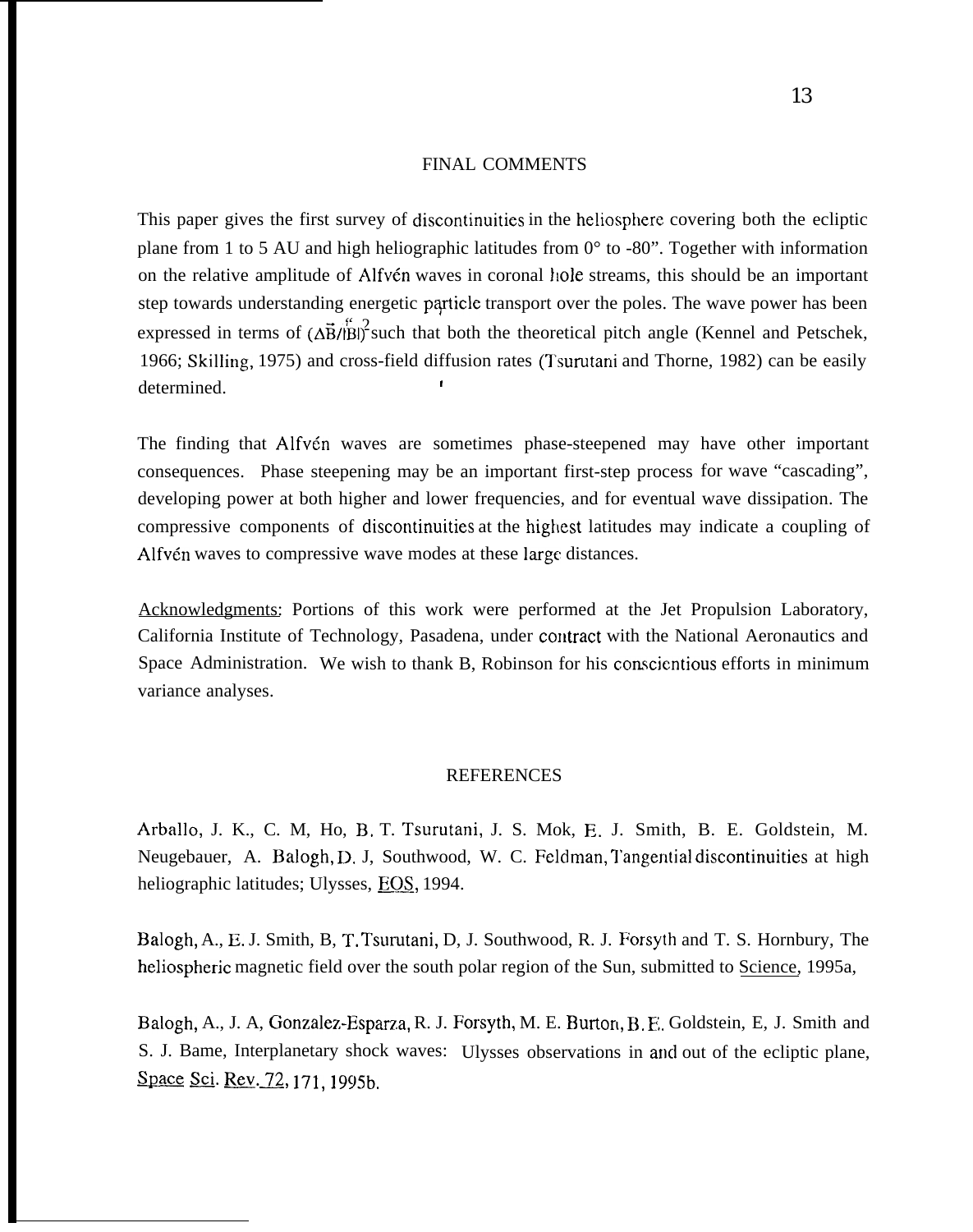## FINAL COMMENTS

This paper gives the first survey of discontinuities in the heliosphere covering both the ecliptic plane from 1 to 5 AU and high heliographic latitudes from 0° to -80". Together with information on the relative amplitude of Alfvén waves in coronal hole streams, this should be an important step towards understanding energetic particle transport over the poles. The wave power has been expressed in terms of $(\Delta\vec{B}/|B|)^2$ such that both the theoretical pitch angle (Kennel and Petschek, 1966; Skilling, 1975) and cross-field diffusion rates (Tsurutani and Thorne, 1982) can be easily determined.

The finding that Alfvén waves are sometimes phase-steepened may have other important consequences. Phase steepening may be an important first-step process for wave "cascading", developing power at both higher and lower frequencies, and for eventual wave dissipation. The compressive components of discontinuities at the highest latitudes may indicate a coupling of Alfvén waves to compressive wave modes at these large distances.

<u>Acknowledgments</u>: Portions of this work were performed at the Jet Propulsion Laboratory, California Institute of Technology, Pasadena, under contract with the National Aeronautics and Space Administration. We wish to thank B, Robinson for his conscientious efforts in minimum variance analyses.

## REFERENCES

Arballo, J. K., C. M, Ho, B. T. Tsurutani, J. S. Mok, E. J. Smith, B. E. Goldstein, M. Neugebauer, A. Balogh, D. J, Southwood, W. C. Feldman, Tangential discontinuities at high heliographic latitudes; Ulysses, EOS, 1994.

Balogh, A., E. J. Smith, B, T. Tsurutani, D, J. Southwood, R. J. Forsyth and T. S. Hornbury, The heliospheric magnetic field over the south polar region of the Sun, submitted to Science, 1995a,

Balogh, A., J. A, Gonzalez-Esparza, R. J. Forsyth, M. E. Burton, B. E. Goldstein, E, J. Smith and S. J. Bame, Interplanetary shock waves: Ulysses observations in and out of the ecliptic plane, Space Sci. Rev. 72, 171, 1995b.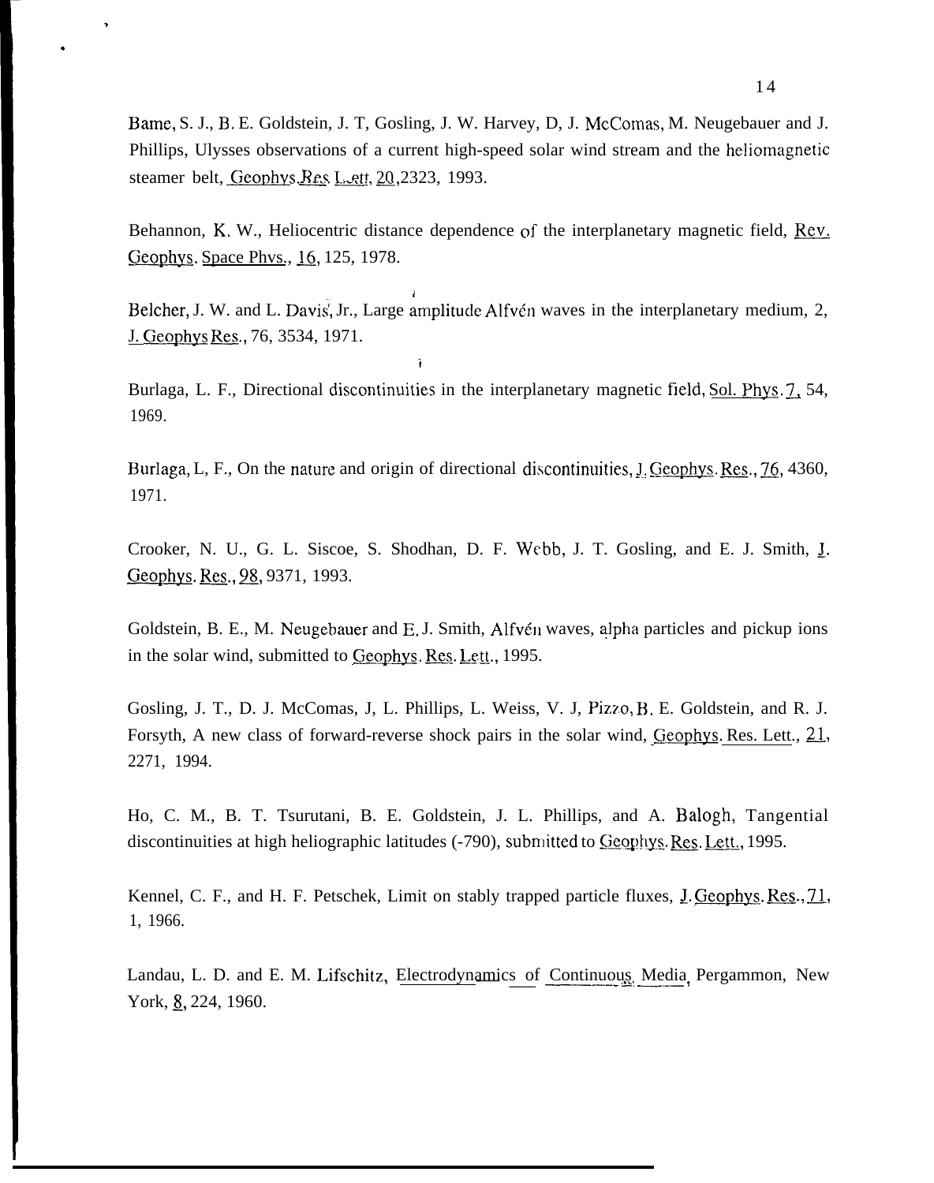Bame, S. J., B. E. Goldstein, J. T, Gosling, J. W. Harvey, D, J. McComas, M. Neugebauer and J. Phillips, Ulysses observations of a current high-speed solar wind stream and the heliomagnetic steamer belt, Geophys. Res. Lett, 20, 2323, 1993.

Behannon, K. W., Heliocentric distance dependence of the interplanetary magnetic field, Rev. Geophys. Space Phys., 16, 125, 1978.

Belcher, J. W. and L. Davis, Jr., Large amplitude Alfvén waves in the interplanetary medium, 2, J. Geophys Res., 76, 3534, 1971.

Burlaga, L. F., Directional discontinuities in the interplanetary magnetic field, Sol. Phys. 7, 54, 1969.

Burlaga, L, F., On the nature and origin of directional discontinuities, J. Geophys. Res., 76, 4360, 1971.

Crooker, N. U., G. L. Siscoe, S. Shodhan, D. F. Webb, J. T. Gosling, and E. J. Smith, J. Geophys. Res., 98, 9371, 1993.

Goldstein, B. E., M. Neugebauer and E. J. Smith, Alfvén waves, alpha particles and pickup ions in the solar wind, submitted to Geophys. Res. Lett., 1995.

Gosling, J. T., D. J. McComas, J, L. Phillips, L. Weiss, V. J, Pizzo, B. E. Goldstein, and R. J. Forsyth, A new class of forward-reverse shock pairs in the solar wind, Geophys. Res. Lett., 21, 2271, 1994.

Ho, C. M., B. T. Tsurutani, B. E. Goldstein, J. L. Phillips, and A. Balogh, Tangential discontinuities at high heliographic latitudes (-790), submitted to Geophys. Res. Lett., 1995.

Kennel, C. F., and H. F. Petschek, Limit on stably trapped particle fluxes, J. Geophys. Res., 71, 1, 1966.

Landau, L. D. and E. M. Lifschitz, Electrodynamics of Continuous Media, Pergammon, New York, 8, 224, 1960.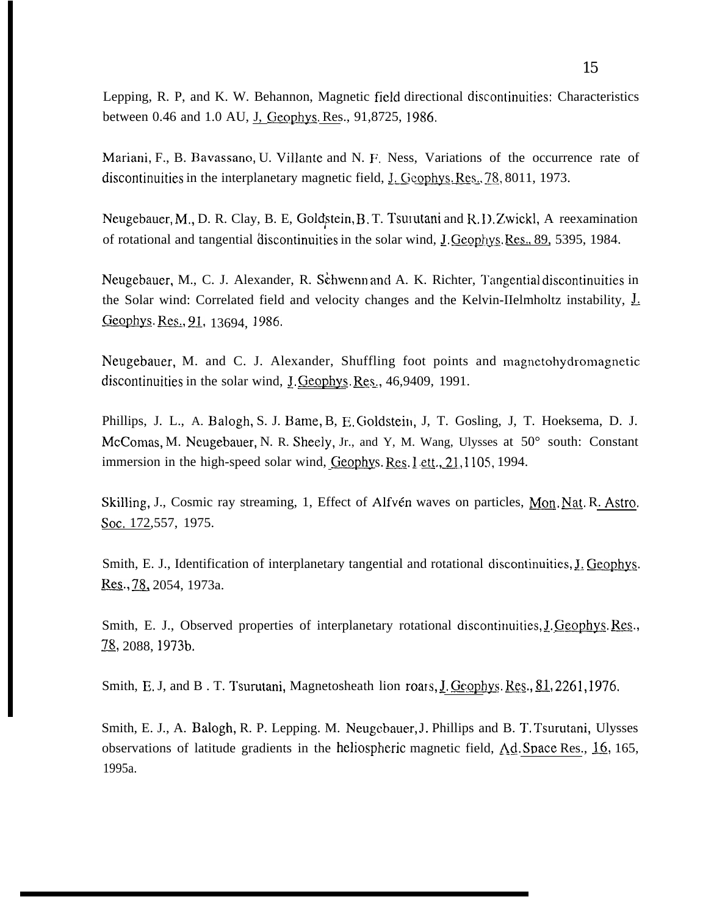Lepping, R. P, and K. W. Behannon, Magnetic field directional discontinuities: Characteristics between 0.46 and 1.0 AU, J, Geophys. Res., 91,8725, 1986.

Mariani, F., B. Bavassano, U. Villante and N. F. Ness, Variations of the occurrence rate of discontinuities in the interplanetary magnetic field, J. Geophys. Res., 78, 8011, 1973.

Neugebauer, M., D. R. Clay, B. E, Goldstein, B. T. Tsurutani and R. D. Zwickl, A reexamination of rotational and tangential discontinuities in the solar wind, J. Geophys. Res., 89, 5395, 1984.

Neugebauer, M., C. J. Alexander, R. Schwenn and A. K. Richter, Tangential discontinuities in the Solar wind: Correlated field and velocity changes and the Kelvin-Helmholtz instability, J. Geophys. Res., 91, 13694, 1986.

Neugebauer, M. and C. J. Alexander, Shuffling foot points and magnetohydromagnetic discontinuities in the solar wind, J. Geophys. Res., 46,9409, 1991.

Phillips, J. L., A. Balogh, S. J. Bame, B, E. Goldstein, J, T. Gosling, J, T. Hoeksema, D. J. McComas, M. Neugebauer, N. R. Sheely, Jr., and Y, M. Wang, Ulysses at 50° south: Constant immersion in the high-speed solar wind, Geophys. Res. Lett., 21, 1105, 1994.

Skilling, J., Cosmic ray streaming, 1, Effect of Alfvén waves on particles, Mon. Nat. R. Astro. Soc. 172, 557, 1975.

Smith, E. J., Identification of interplanetary tangential and rotational discontinuities, J. Geophys. Res., 78, 2054, 1973a.

Smith, E. J., Observed properties of interplanetary rotational discontinuities, J. Geophys. Res., 78, 2088, 1973b.

Smith, E. J, and B . T. Tsurutani, Magnetosheath lion roars, J. Geophys. Res., 81, 2261, 1976.

Smith, E. J., A. Balogh, R. P. Lepping. M. Neugebauer, J. Phillips and B. T. Tsurutani, Ulysses observations of latitude gradients in the heliospheric magnetic field, Ad. Space Res., 16, 165, 1995a.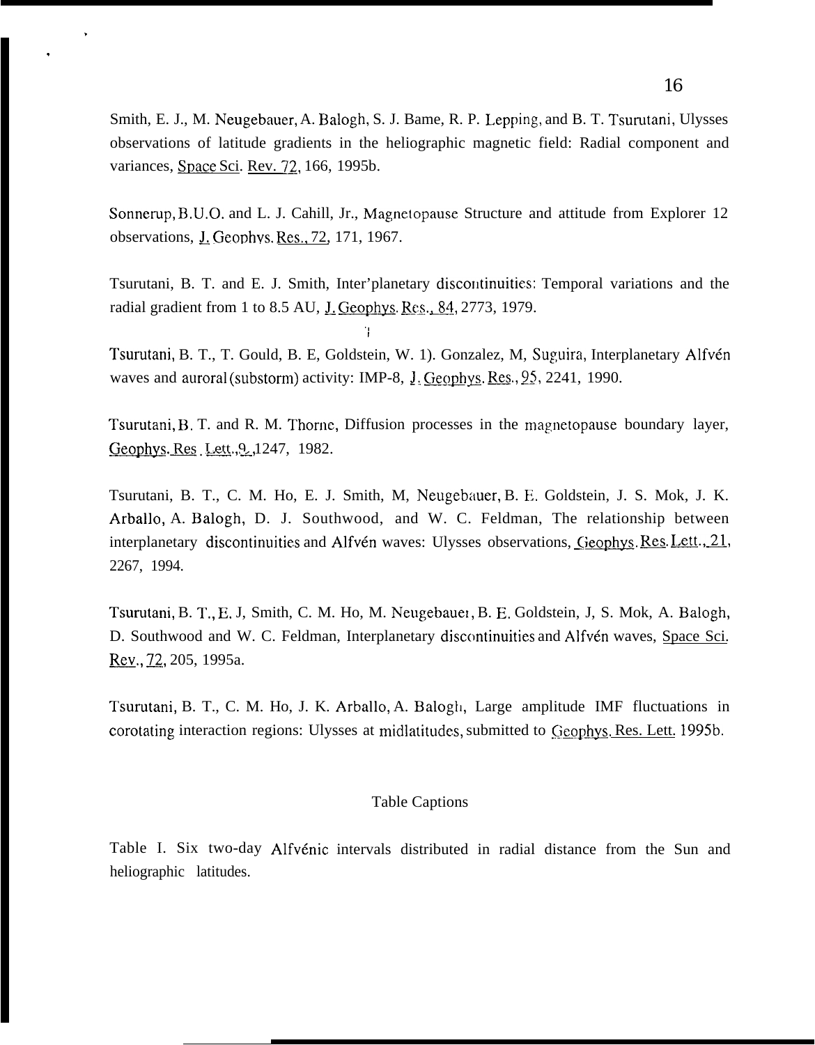Smith, E. J., M. Neugebauer, A. Balogh, S. J. Bame, R. P. Lepping, and B. T. Tsurutani, Ulysses observations of latitude gradients in the heliographic magnetic field: Radial component and variances, Space Sci. Rev. 72, 166, 1995b.

Sonnerup, B.U.O. and L. J. Cahill, Jr., Magnetopause Structure and attitude from Explorer 12 observations, J. Geophys. Res., 72, 171, 1967.

Tsurutani, B. T. and E. J. Smith, Inter'planetary discontinuities: Temporal variations and the radial gradient from 1 to 8.5 AU, J. Geophys. Res., 84, 2773, 1979.

Tsurutani, B. T., T. Gould, B. E, Goldstein, W. 1). Gonzalez, M, Suguira, Interplanetary Alfvén waves and auroral (substorm) activity: IMP-8, J. Geophys. Res., 95, 2241, 1990.

Tsurutani, B. T. and R. M. Thorne, Diffusion processes in the magnetopause boundary layer, Geophys. Res. Lett., 9, 1247, 1982.

Tsurutani, B. T., C. M. Ho, E. J. Smith, M, Neugebauer, B. E. Goldstein, J. S. Mok, J. K. Arballo, A. Balogh, D. J. Southwood, and W. C. Feldman, The relationship between interplanetary discontinuities and Alfvén waves: Ulysses observations, Geophys. Res. Lett., 21, 2267, 1994.

Tsurutani, B. T., E. J, Smith, C. M. Ho, M. Neugebauer, B. E. Goldstein, J, S. Mok, A. Balogh, D. Southwood and W. C. Feldman, Interplanetary discontinuities and Alfvén waves, Space Sci. Rev., 72, 205, 1995a.

Tsurutani, B. T., C. M. Ho, J. K. Arballo, A. Balogh, Large amplitude IMF fluctuations in corotating interaction regions: Ulysses at midlatitudes, submitted to Geophys. Res. Lett. 1995b.

## Table Captions

Table I. Six two-day Alfvénic intervals distributed in radial distance from the Sun and heliographic latitudes.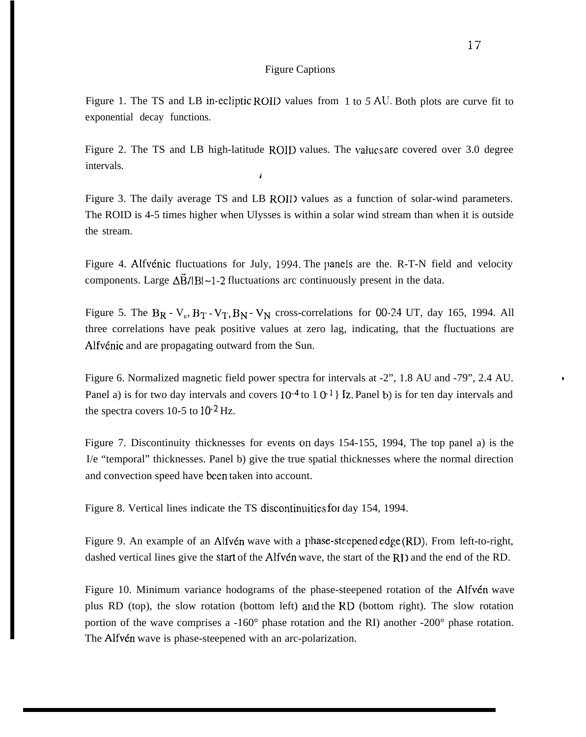# Figure Captions

Figure 1. The TS and LB in-ecliptic ROID values from 1 to 5 AU. Both plots are curve fit to exponential decay functions.

Figure 2. The TS and LB high-latitude ROID values. The values are covered over 3.0 degree intervals.

Figure 3. The daily average TS and LB ROID values as a function of solar-wind parameters. The ROID is 4-5 times higher when Ulysses is within a solar wind stream than when it is outside the stream.

Figure 4. Alfvénic fluctuations for July, 1994. The panels are the. R-T-N field and velocity components. Large $\Delta\vec{B}/|B| \sim 1\text{-}2$ fluctuations arc continuously present in the data.

Figure 5. The $B_R$ - $V_R$, $B_T$ - $V_T$, $B_N$ - $V_N$ cross-correlations for 00-24 UT, day 165, 1994. All three correlations have peak positive values at zero lag, indicating, that the fluctuations are Alfvénic and are propagating outward from the Sun.

Figure 6. Normalized magnetic field power spectra for intervals at -2", 1.8 AU and -79", 2.4 AU. Panel a) is for two day intervals and covers $10^{-4}$ to $10^{-1}$ Hz. Panel b) is for ten day intervals and the spectra covers 10-5 to $10^{-2}$ Hz.

Figure 7. Discontinuity thicknesses for events on days 154-155, 1994, The top panel a) is the I/e "temporal" thicknesses. Panel b) give the true spatial thicknesses where the normal direction and convection speed have been taken into account.

Figure 8. Vertical lines indicate the TS discontinuities for day 154, 1994.

Figure 9. An example of an Alfvén wave with a phase-steepened edge (RD). From left-to-right, dashed vertical lines give the start of the Alfvén wave, the start of the RD and the end of the RD.

Figure 10. Minimum variance hodograms of the phase-steepened rotation of the Alfvén wave plus RD (top), the slow rotation (bottom left) and the RD (bottom right). The slow rotation portion of the wave comprises a -160° phase rotation and the RD another -200° phase rotation. The Alfvén wave is phase-steepened with an arc-polarization.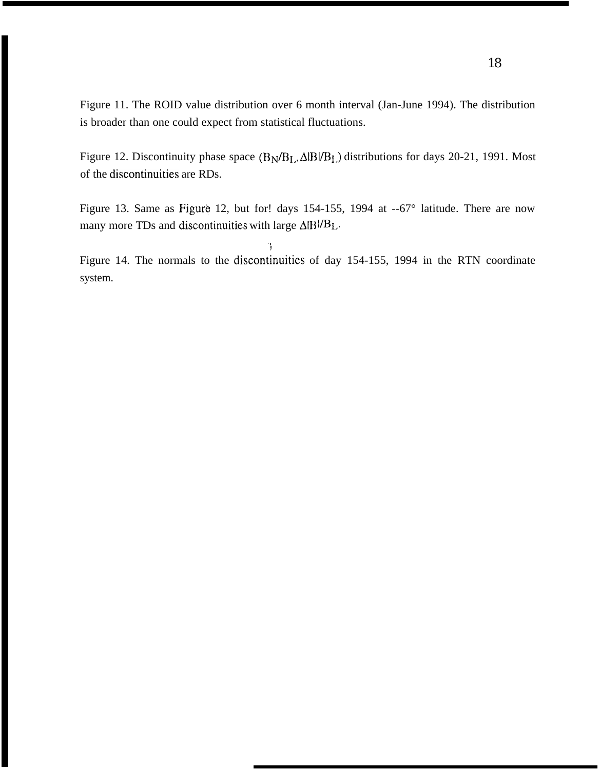Figure 11. The ROID value distribution over 6 month interval (Jan-June 1994). The distribution is broader than one could expect from statistical fluctuations.

Figure 12. Discontinuity phase space ($B_N/B_L, \Delta|B|/B_L$) distributions for days 20-21, 1991. Most of the discontinuities are RDs.

Figure 13. Same as Figure 12, but for! days 154-155, 1994 at --67° latitude. There are now many more TDs and discontinuities with large $\Delta|B|/B_L$.

Figure 14. The normals to the discontinuities of day 154-155, 1994 in the RTN coordinate system.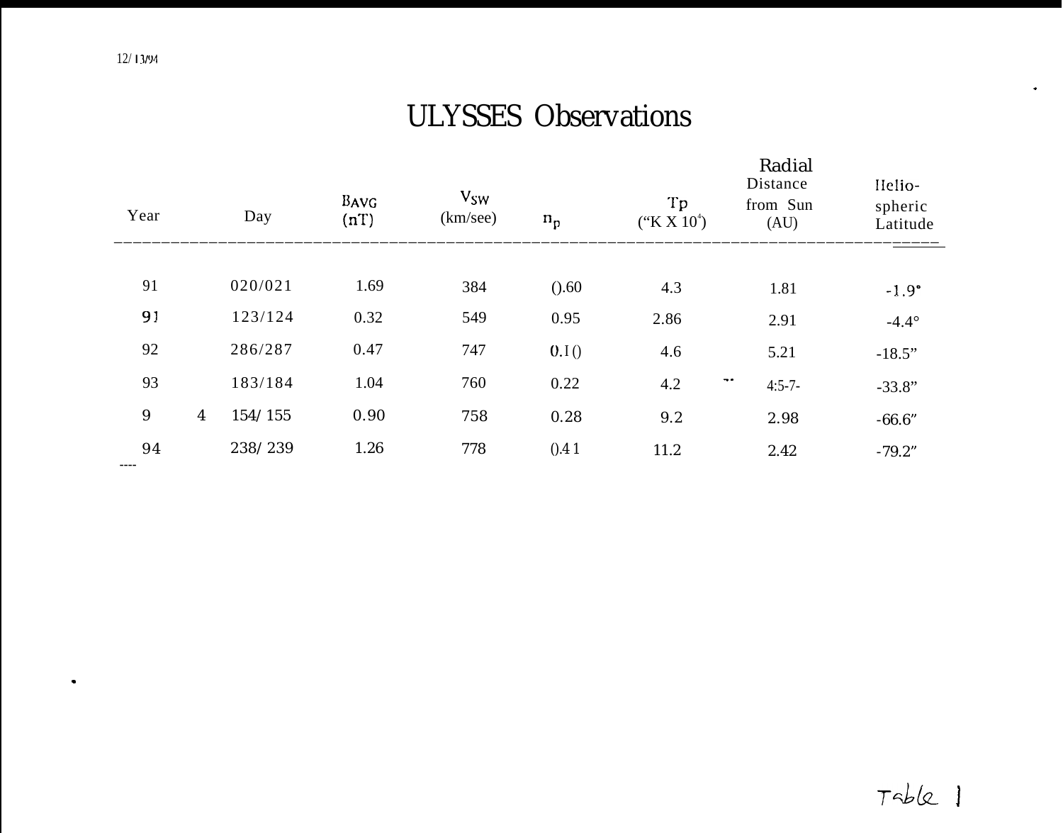12/13/94

# ULYSSES Observations

| Year | Day | $B_{AVG}$ (nT) | $V_{SW}$ (km/see) | $n_p$ | $T_p$ ("K X $10^4$) | Radial Distance from Sun (AU) | Helio-spheric Latitude |
|---|---|---|---|---|---|---|---|
| 91 | 020/021 | 1.69 | 384 | ().60 | 4.3 | 1.81 | -1.9° |
| 91 | 123/124 | 0.32 | 549 | 0.95 | 2.86 | 2.91 | -4.4° |
| 92 | 286/287 | 0.47 | 747 | 0.I() | 4.6 | 5.21 | -18.5" |
| 93 | 183/184 | 1.04 | 760 | 0.22 | 4.2 | 4:5-7- | -33.8" |
| 94 | 154/155 | 0.90 | 758 | 0.28 | 9.2 | 2.98 | -66.6" |
| 94 | 238/239 | 1.26 | 778 | ().41 | 11.2 | 2.42 | -79.2" |

Table 1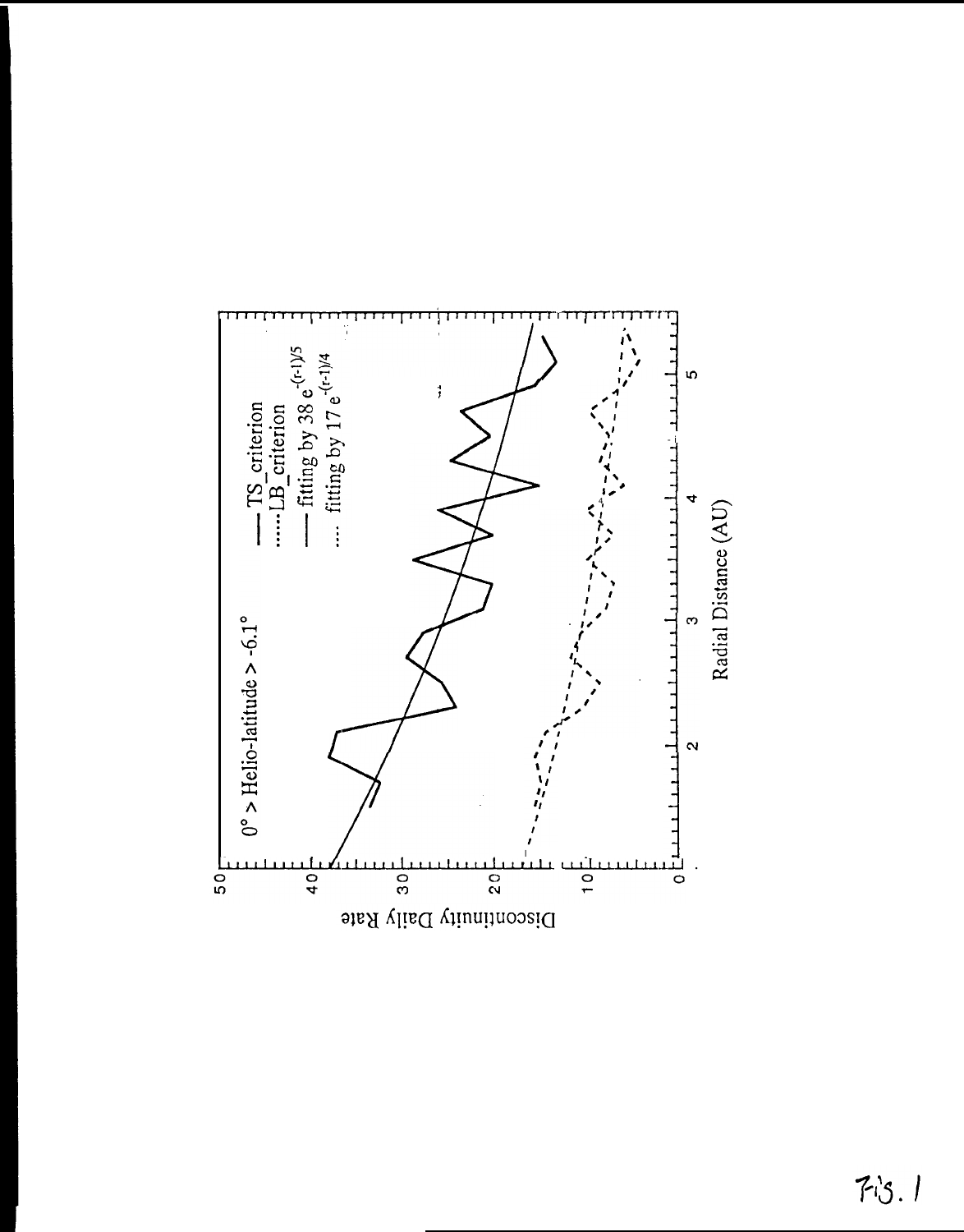0° > Helio-latitude > -6.1°

— TS_criterion
...... LB_criterion
— fitting by $38\,e^{-(r-1)/5}$
.... fitting by $17\,e^{-(r-1)/4}$

Discontinuity Daily Rate

Radial Distance (AU)

Fig. 1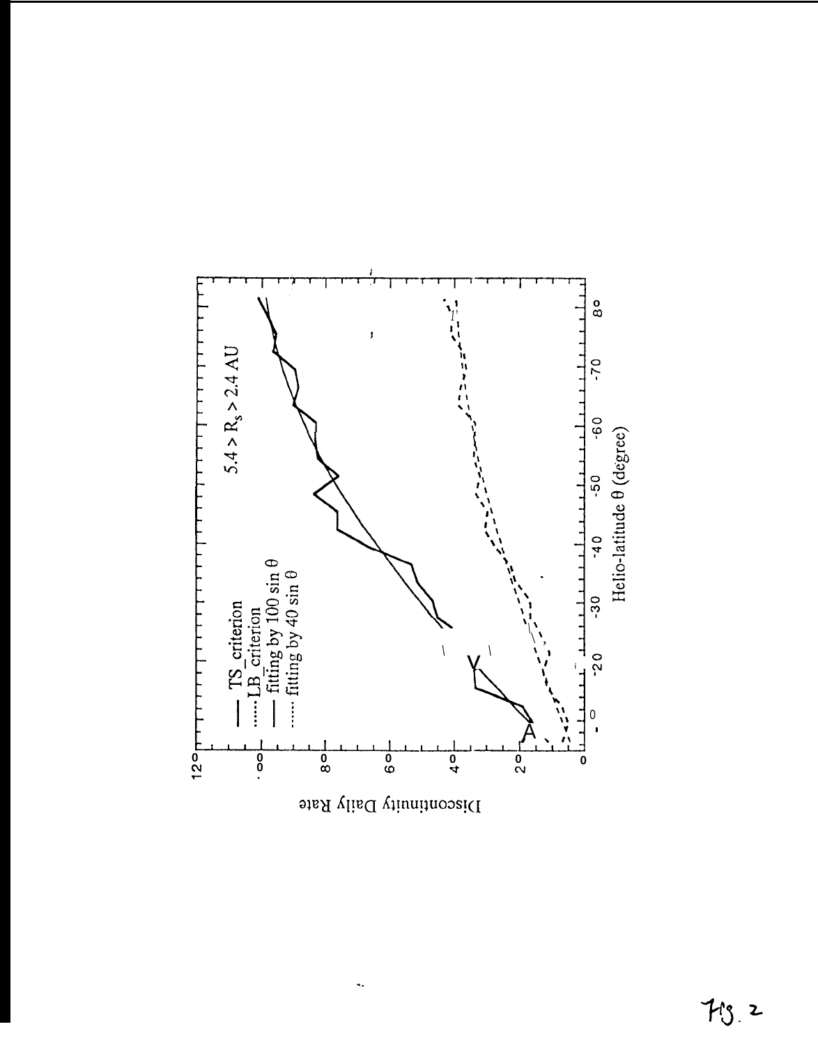Fig. 2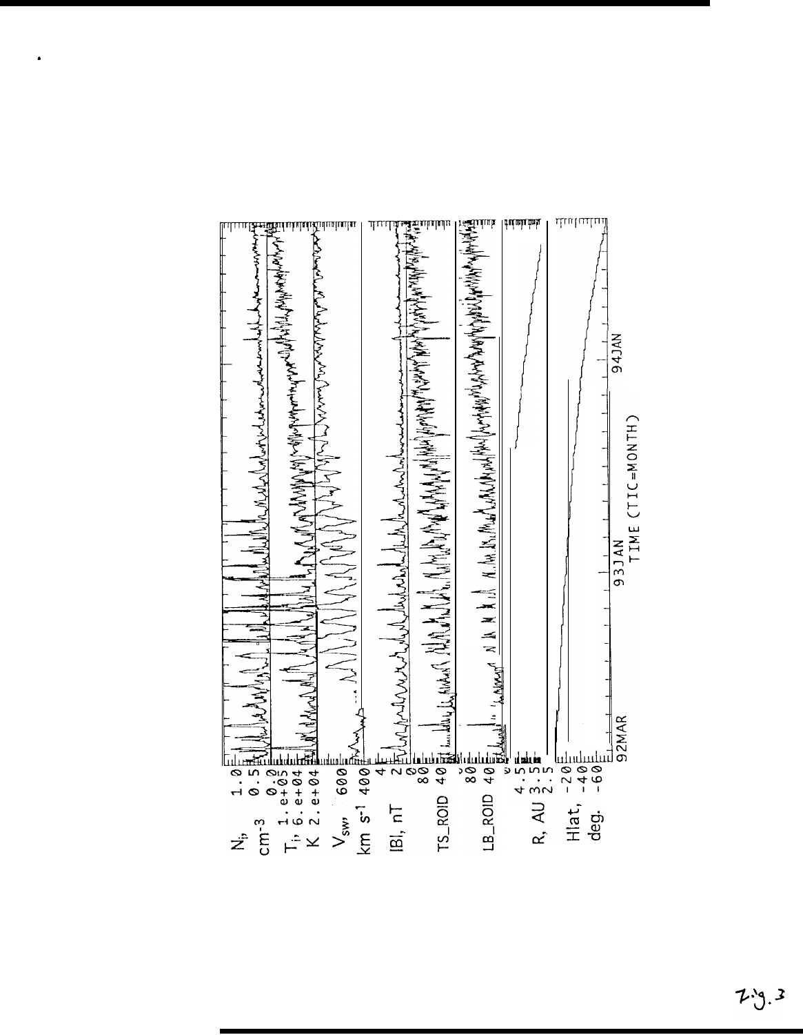$N_p$, cm-3 1.0 0.5 0.0

$T_i$, K 1.e+05 6.e+04 2.e+04

$V_{sw}$, km s$^{-1}$ 600 400

|B|, nT 4 2 0

TS_ROID 80 40 0

LB_ROID 80 40 0

R, AU 4.5 3.5 2.5

Hlat, deg. -20 -40 -60

92MAR 93JAN 94JAN

TIME (TIC=MONTH)

Fig. 3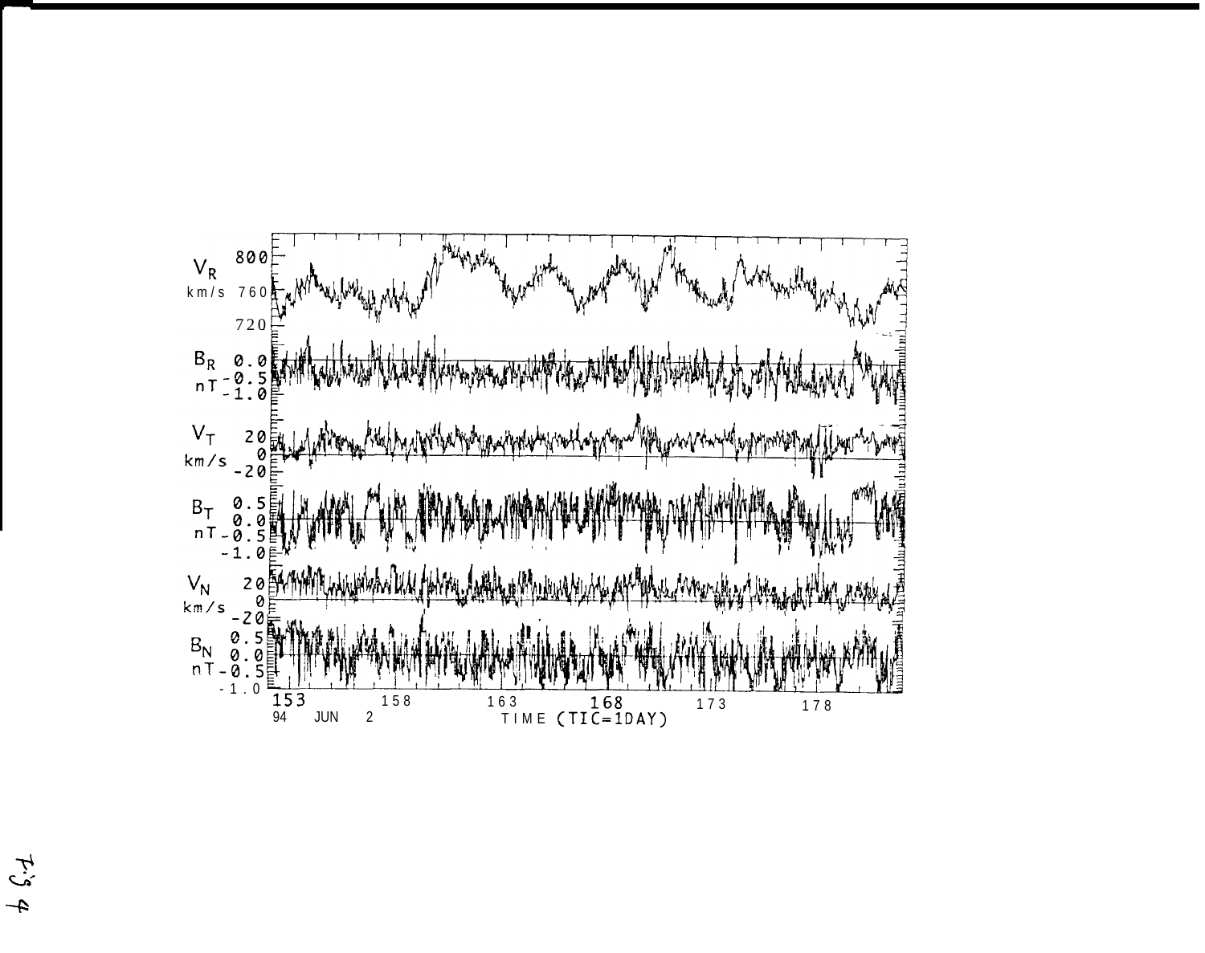Fig 4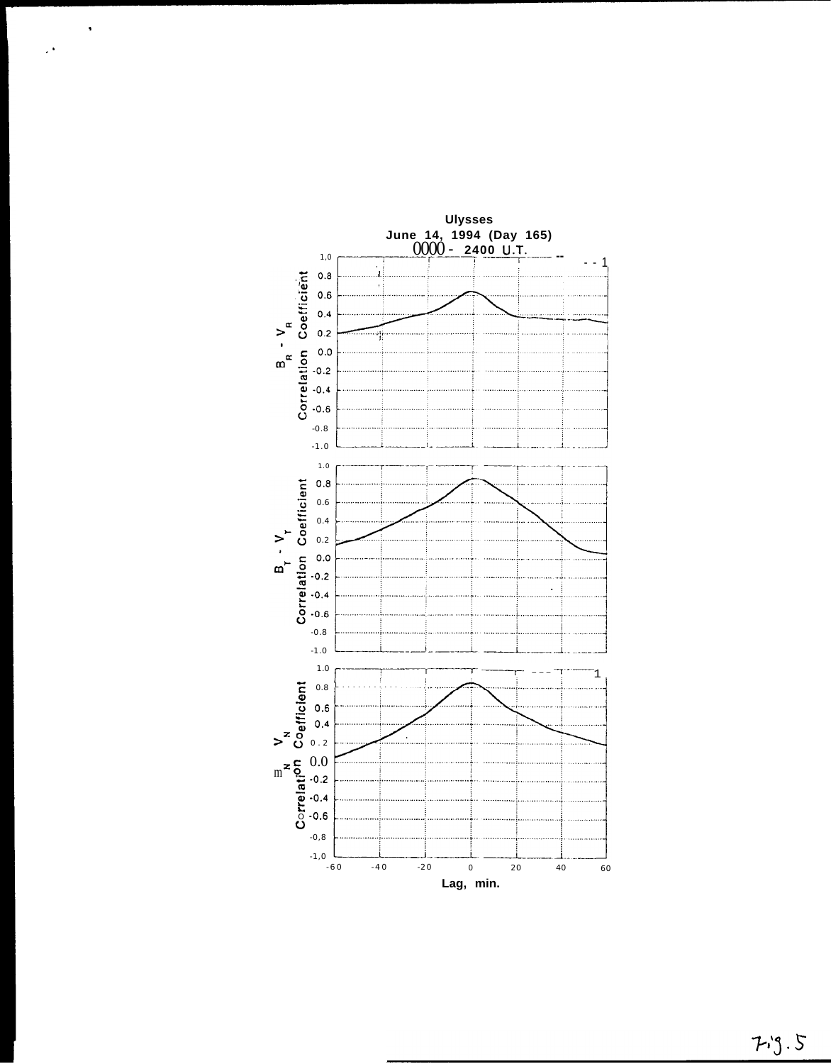Ulysses
June 14, 1994 (Day 165)
0000 - 2400 U.T.

$B_R - V_R$ Correlation Coefficient

$B_T - V_T$ Correlation Coefficient

$B_N - V_N$ Correlation Coefficient

Lag, min.

Fig. 5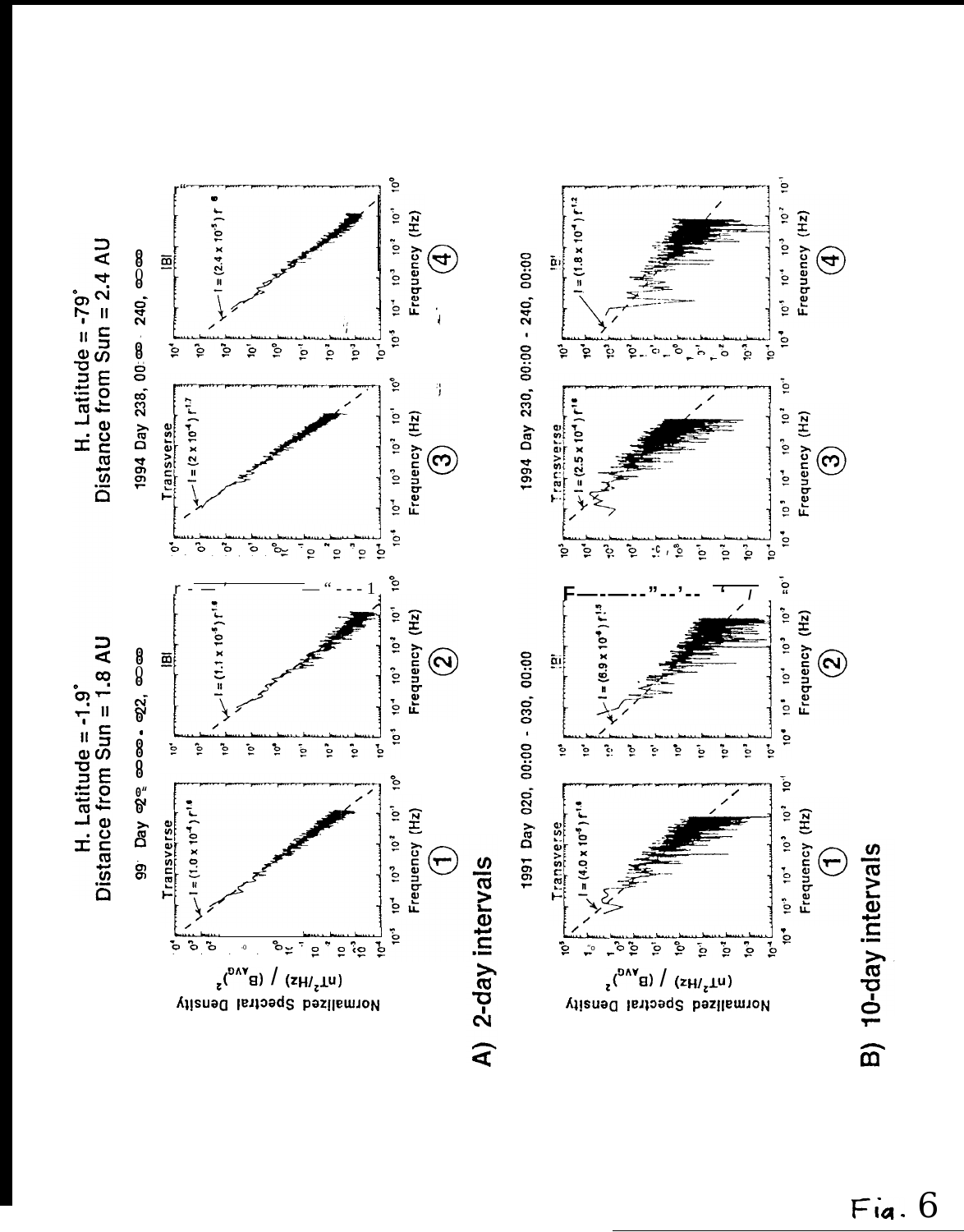H. Latitude = -1.9°
Distance from Sun = 1.8 AU

H. Latitude = -79°
Distance from Sun = 2.4 AU

A) 2-day intervals

1994 Day 238, 00:00 - 240, 00:00

Transverse: $I = (1.0 \times 10^{-4})\, f^{-1.6}$

|B|: $I = (1.1 \times 10^{-5})\, f^{-1.6}$

Transverse: $I = (2 \times 10^{-4})\, f^{-1.7}$

|B|: $I = (2.4 \times 10^{-5})\, f^{-1.6}$

B) 10-day intervals

1991 Day 020, 00:00 - 030, 00:00

1994 Day 230, 00:00 - 240, 00:00

Transverse: $I = (4.0 \times 10^{-5})\, f^{-1.6}$

|B|: $I = (8.9 \times 10^{-6})\, f^{-1.5}$

Transverse: $I = (2.5 \times 10^{-4})\, f^{-1.6}$

|B|: $I = (1.8 \times 10^{-4})\, f^{-1.2}$

Normalized Spectral Density $(nT^2/Hz) / (B_{AVG})^2$

Frequency (Hz)

① ② ③ ④

Fig. 6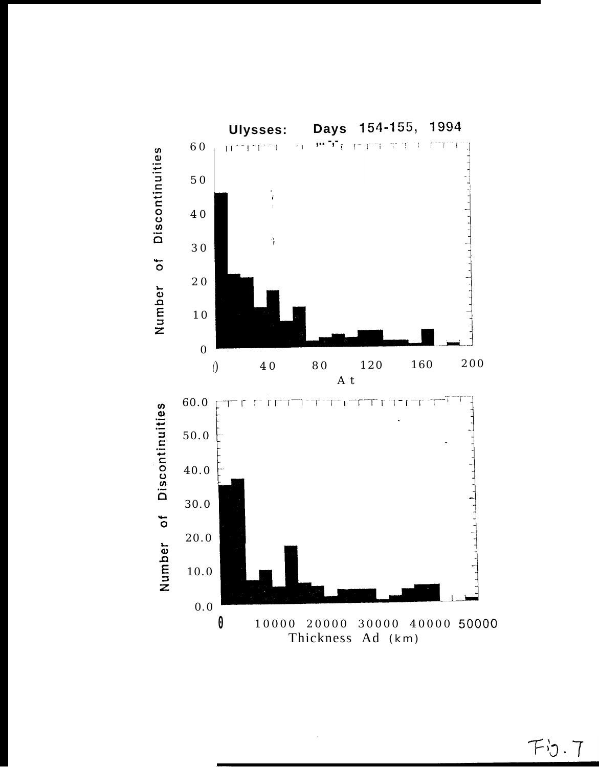**Ulysses: Days 154-155, 1994**

Number of Discontinuities

60
50
40
30
20
10
0

0 40 80 120 160 200

At

Number of Discontinuities

60.0
50.0
40.0
30.0
20.0
10.0
0.0

0 10000 20000 30000 40000 50000

Thickness Ad (km)

Fig. 7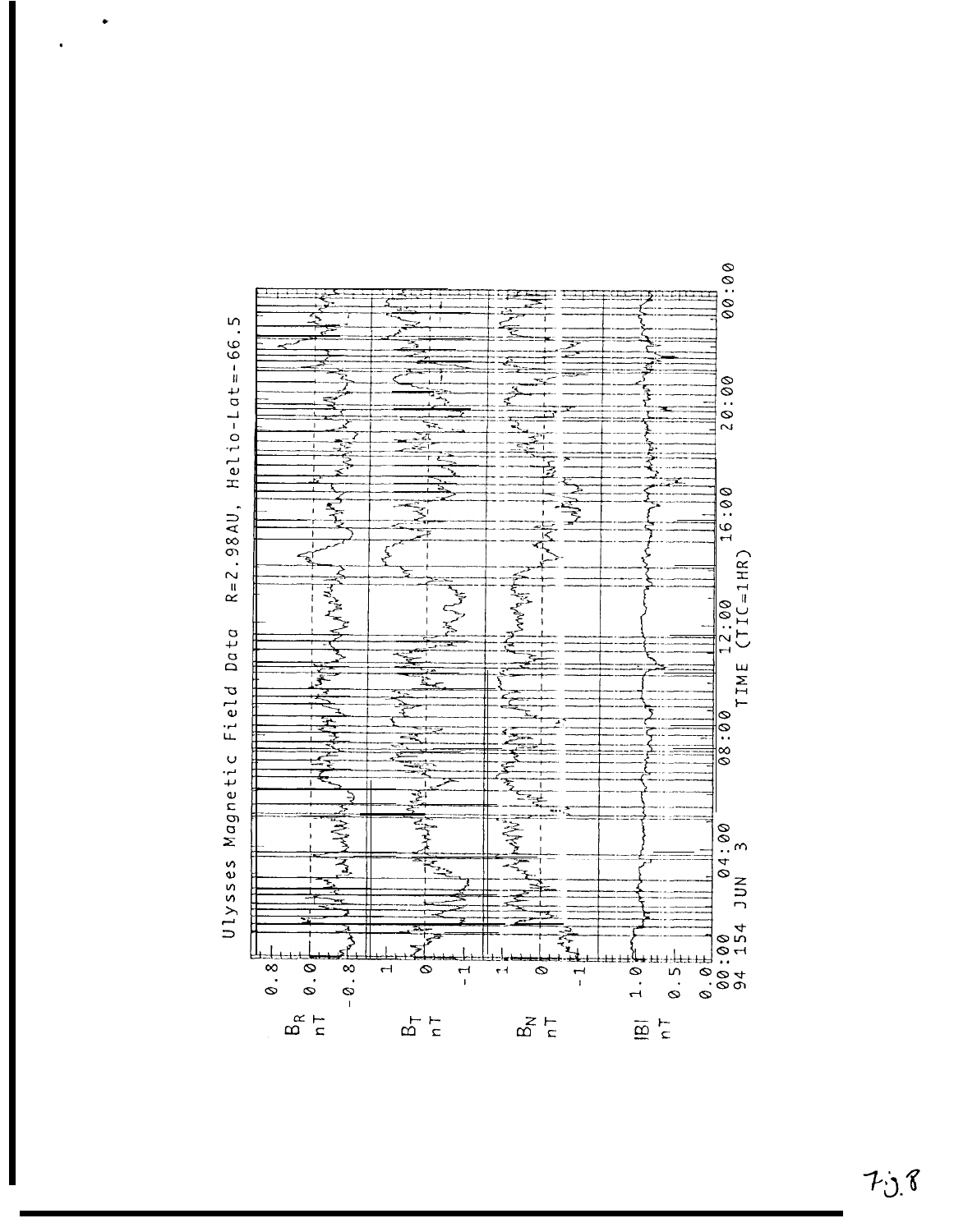Ulysses Magnetic Field Data  R=2.98AU,  Helio-Lat=-66.5

$B_R$ nT: 0.8, 0.0, -0.8

$B_T$ nT: 1, 0, -1

$B_N$ nT: 1, 0, -1

|B| nT: 1.0, 0.5, 0.0

00:00 94 154 | 04:00 JUN 3 | 08:00 | 12:00 | 16:00 | 20:00 | 00:00

TIME (TIC=1HR)

Fig. 8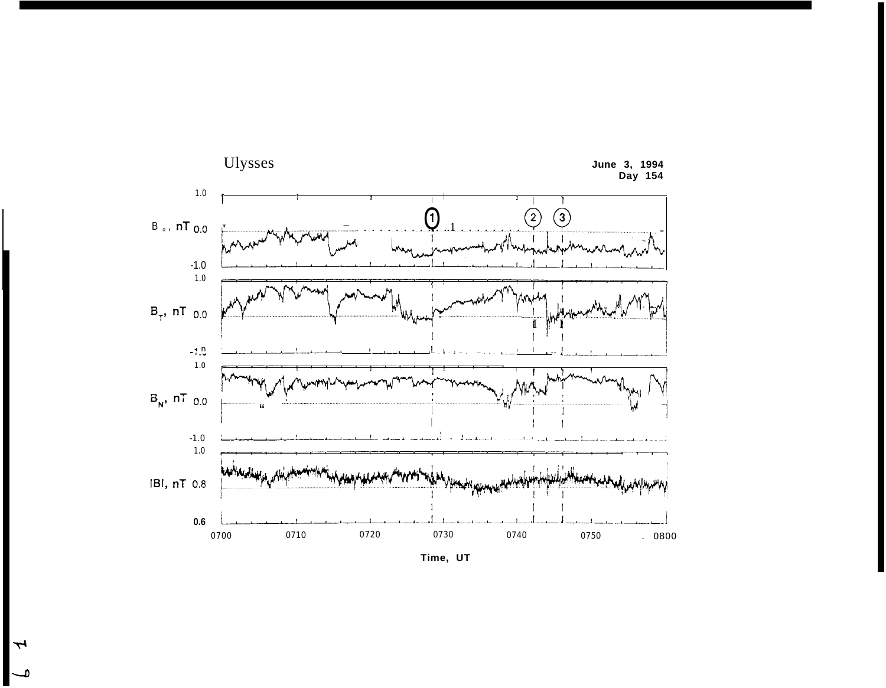Ulysses

June 3, 1994
Day 154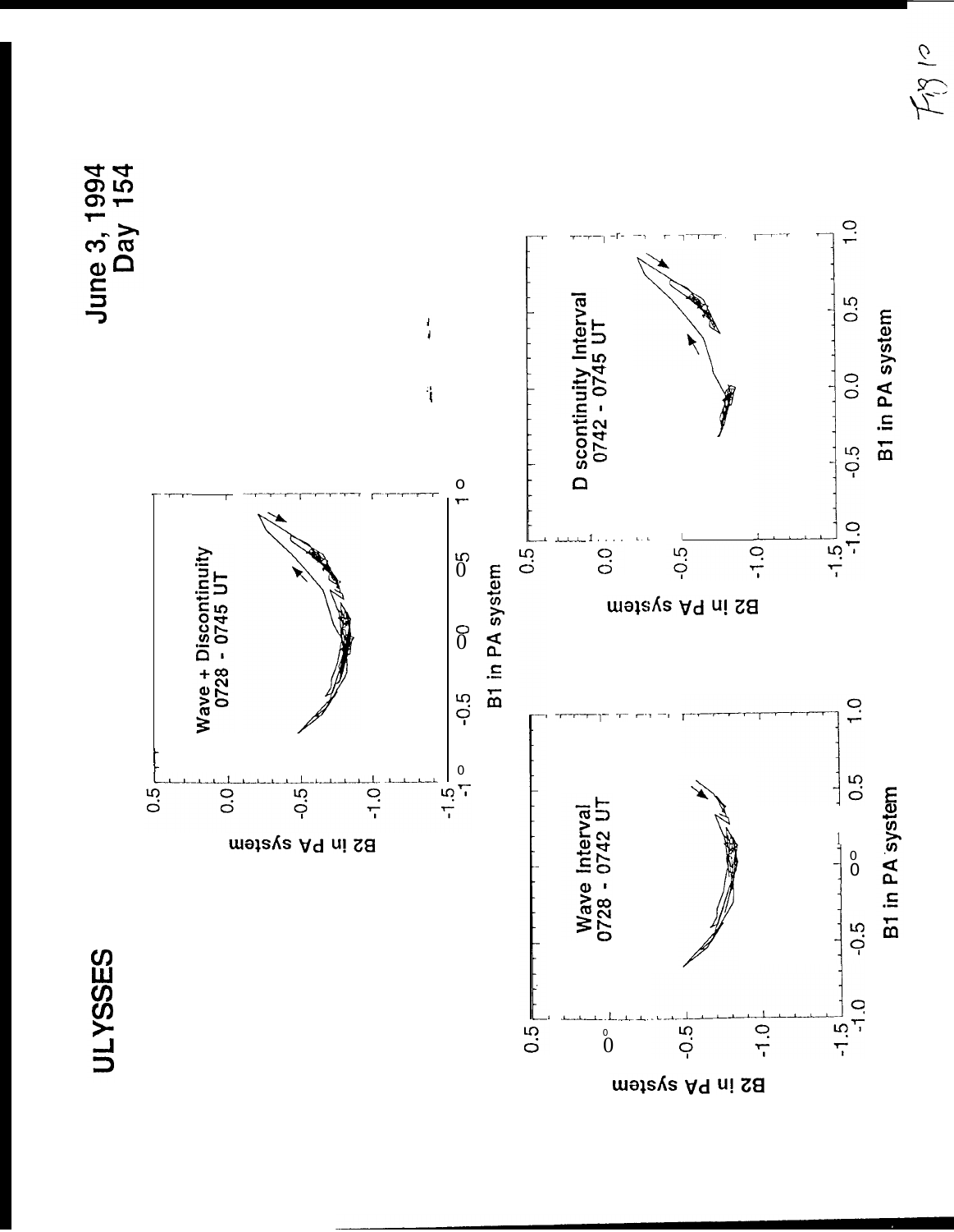ULYSSES

June 3, 1994
Day 154

Fig 10

Wave + Discontinuity
0728 - 0745 UT

B2 in PA system

B1 in PA system

Wave Interval
0728 - 0742 UT

B2 in PA system

B1 in PA system

Discontinuity Interval
0742 - 0745 UT

B2 in PA system

B1 in PA system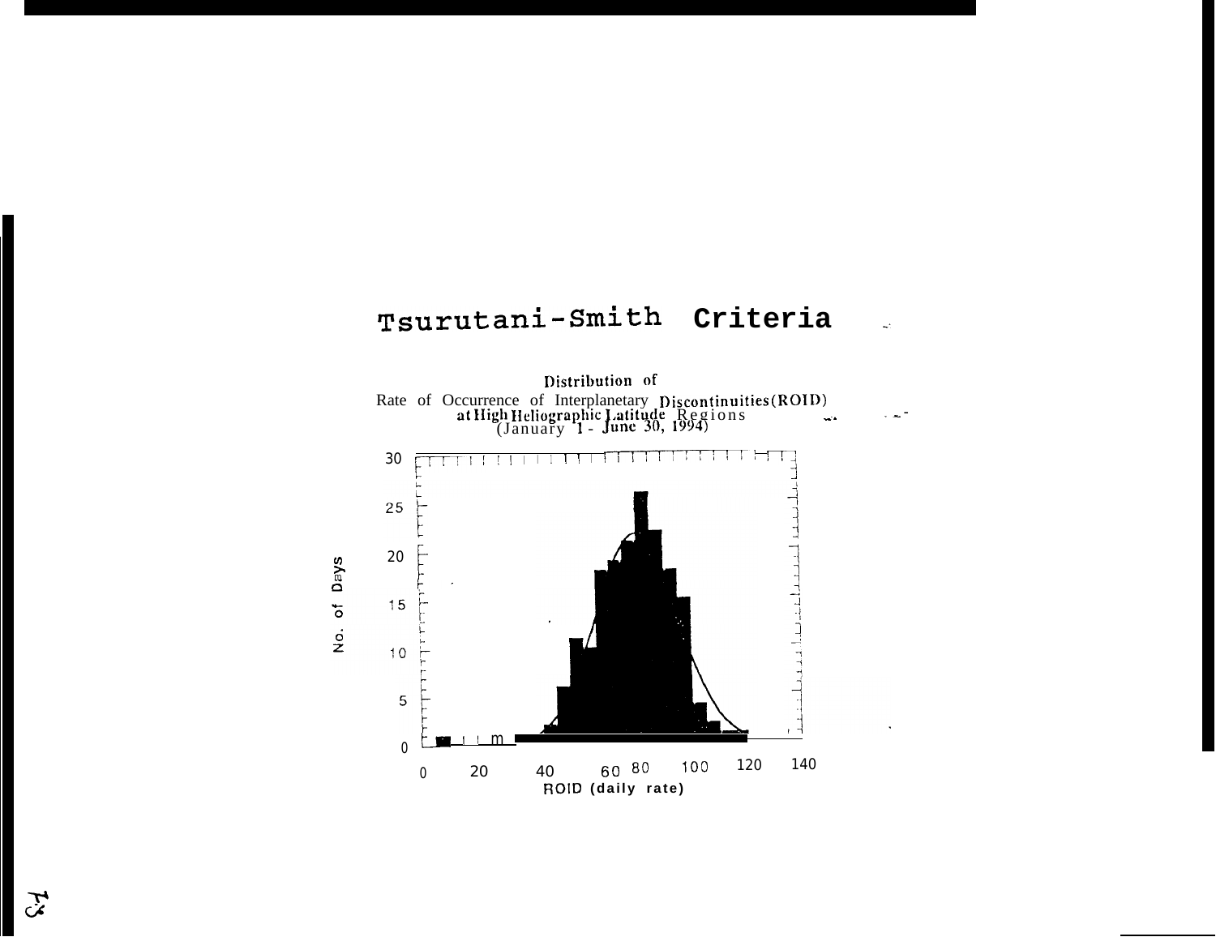# Tsurutani-Smith Criteria

Distribution of
Rate of Occurrence of Interplanetary Discontinuities (ROID)
at High Heliographic Latitude Regions
(January 1 - June 30, 1994)

No. of Days

30

25

20

15

10

5

0

0 20 40 60 80 100 120 140

ROID (daily rate)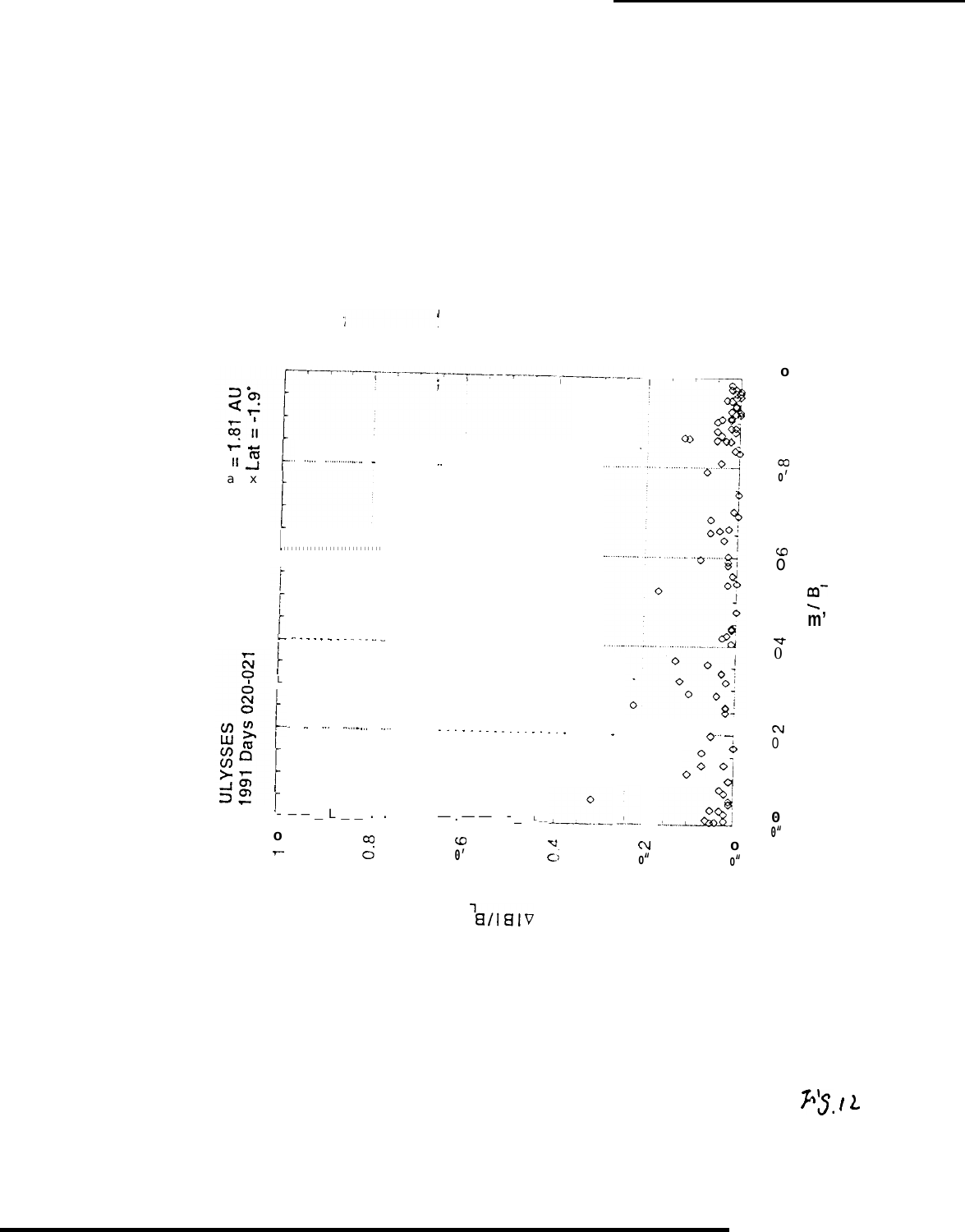ULYSSES
1991 Days 020-021

a = 1.81 AU
× Lat = -1.9°

Fig. 12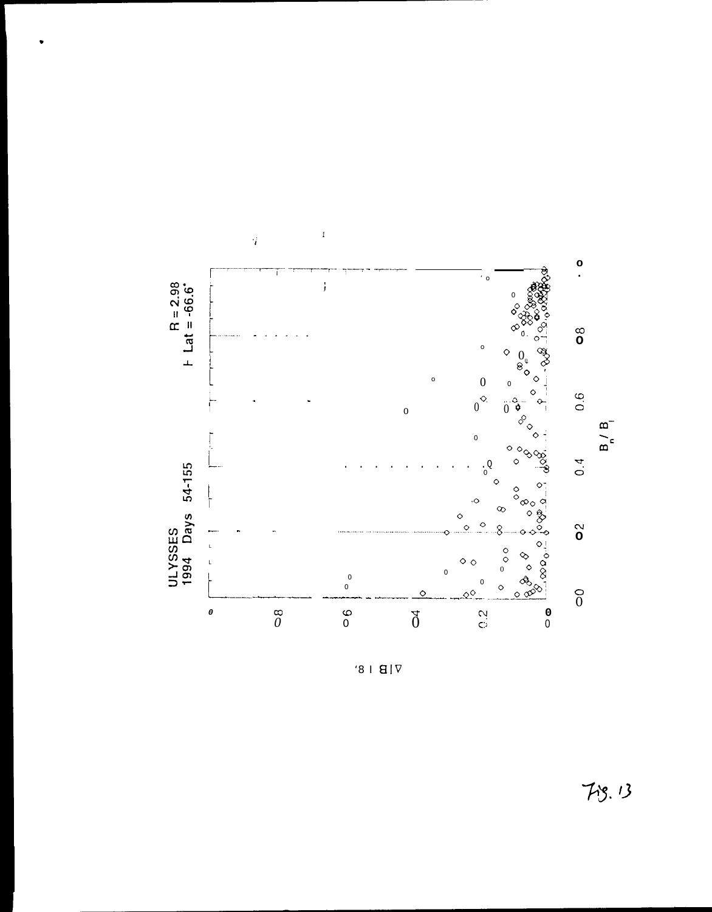ULYSSES 1994 Days 54-155

R = 2.98
Lat = -66.6°

$B_n / B_l$

$\Delta|B| / B_l$

Fig. 13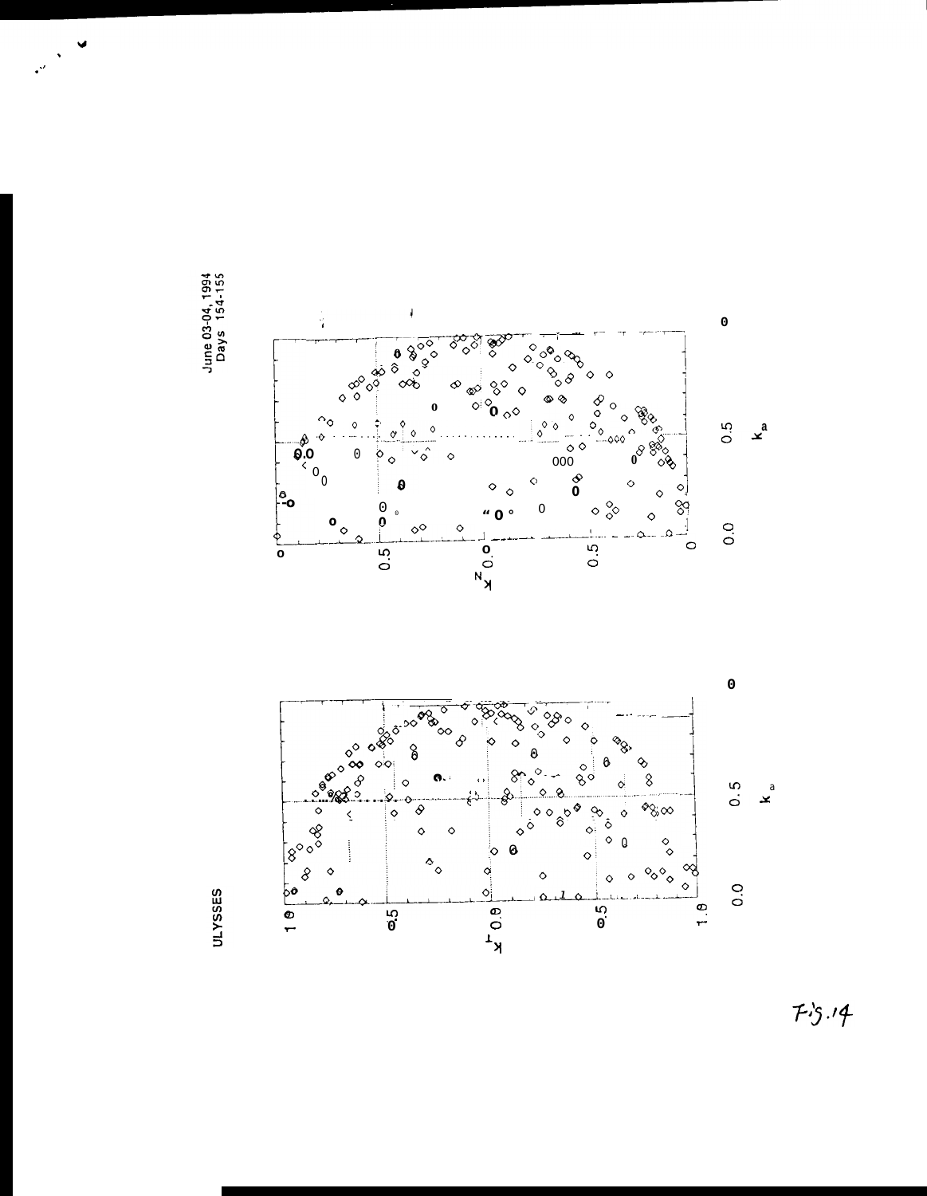ULYSSES

June 03-04, 1994
Days 154-155

0.0

0.5

$k_a$

1.0

0.5

$k_z$ 0.0

0.5

1.0

0.0

0.5

$k_a$

1.0

0.5

$k_T$ 0.0

0.5

1.0

Fig.14